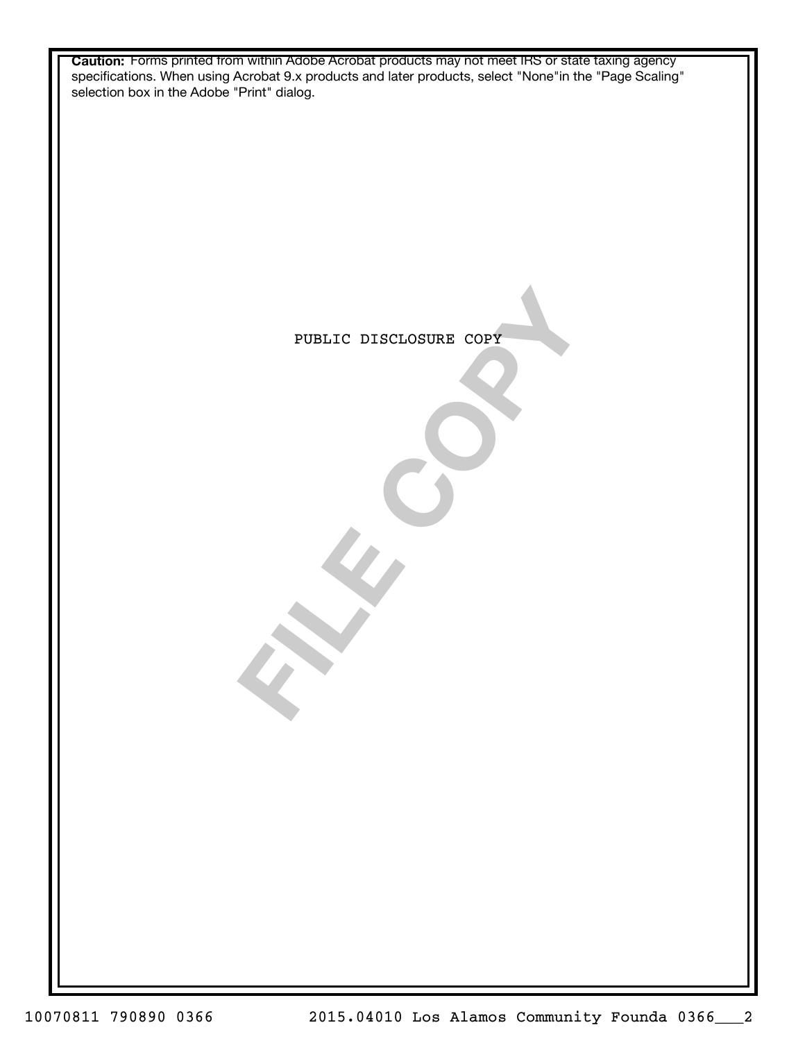**Caution:** Forms printed from within Adobe Acrobat products may not meet IRS or state taxing agency specifications. When using Acrobat 9.x products and later products, select "None"in the "Page Scaling" selection box in the Adobe "Print" dialog.

PUBLIC DISCLOSURE COPY

FILE COPY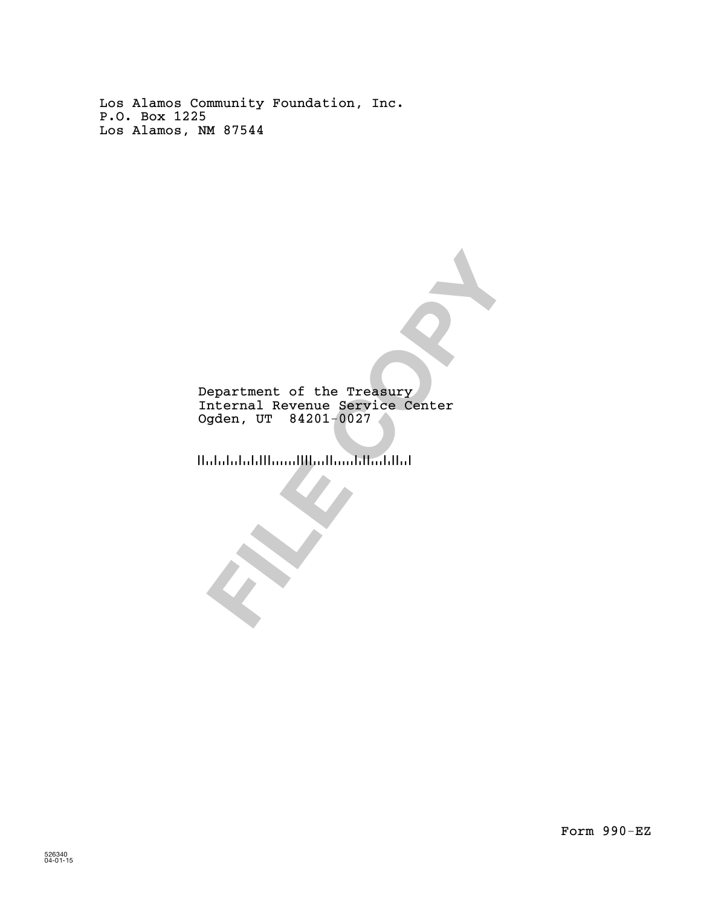Los Alamos Community Foundation, Inc.
P.O. Box 1225
Los Alamos, NM 87544

Department of the Treasury
Internal Revenue Service Center
Ogden, UT 84201-0027

FILE COPY

Form 990-EZ

526340
04-01-15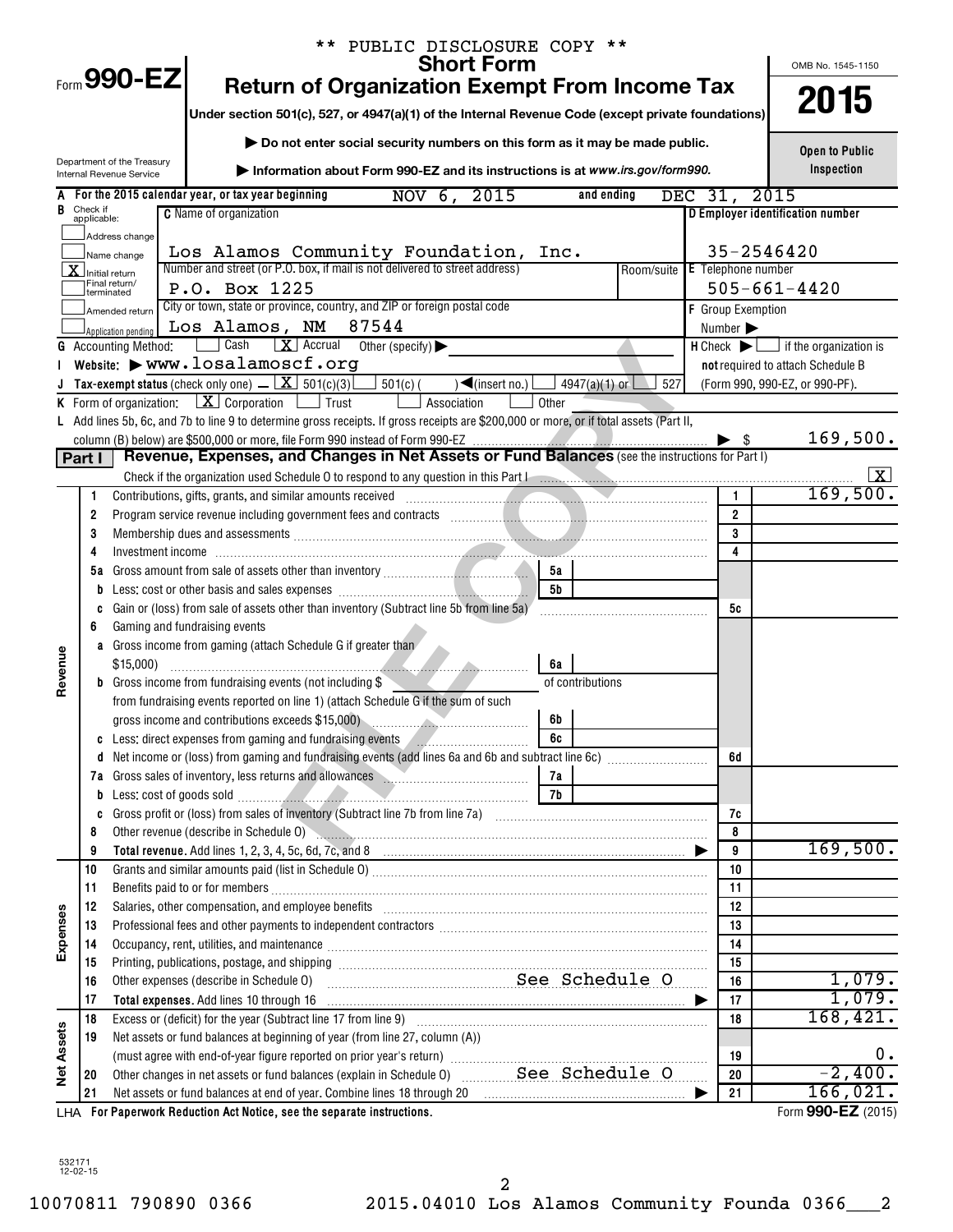\*\* PUBLIC DISCLOSURE COPY \*\*

Form **990-EZ**

# Short Form
# Return of Organization Exempt From Income Tax

**Under section 501(c), 527, or 4947(a)(1) of the Internal Revenue Code (except private foundations)**

▶ **Do not enter social security numbers on this form as it may be made public.**

▶ **Information about Form 990-EZ and its instructions is at www.irs.gov/form990.**

Department of the Treasury
Internal Revenue Service

OMB No. 1545-1150

**2015**

**Open to Public Inspection**

**A** For the 2015 calendar year, or tax year beginning NOV 6, 2015 and ending DEC 31, 2015

**B** Check if applicable:
- Address change
- Name change
- [X] Initial return
- Final return/terminated
- Amended return
- Application pending

**C** Name of organization: Los Alamos Community Foundation, Inc.

Number and street (or P.O. box, if mail is not delivered to street address): P.O. Box 1225 | Room/suite

City or town, state or province, country, and ZIP or foreign postal code: Los Alamos, NM 87544

**D** Employer identification number: 35-2546420

**E** Telephone number: 505-661-4420

**F** Group Exemption Number ▶

**G** Accounting Method: [ ] Cash [X] Accrual Other (specify) ▶

**H** Check ▶ [ ] if the organization is **not** required to attach Schedule B (Form 990, 990-EZ, or 990-PF).

**I** Website: ▶ www.losalamoscf.org

**J** Tax-exempt status (check only one) – [X] 501(c)(3) [ ] 501(c) ( ) ◀(insert no.) [ ] 4947(a)(1) or [ ] 527

**K** Form of organization: [X] Corporation [ ] Trust [ ] Association [ ] Other

**L** Add lines 5b, 6c, and 7b to line 9 to determine gross receipts. If gross receipts are $200,000 or more, or if total assets (Part II, column (B) below) are $500,000 or more, file Form 990 instead of Form 990-EZ ▶ $ 169,500.

## Part I Revenue, Expenses, and Changes in Net Assets or Fund Balances (see the instructions for Part I)

Check if the organization used Schedule O to respond to any question in this Part I [X]

| Section | Line | Description | Sub-line | Sub-amount | Line | Amount |
|---|---|---|---|---|---|---|
| Revenue | 1 | Contributions, gifts, grants, and similar amounts received | | | 1 | 169,500. |
| | 2 | Program service revenue including government fees and contracts | | | 2 | |
| | 3 | Membership dues and assessments | | | 3 | |
| | 4 | Investment income | | | 4 | |
| | 5a | Gross amount from sale of assets other than inventory | 5a | | | |
| | b | Less: cost or other basis and sales expenses | 5b | | | |
| | c | Gain or (loss) from sale of assets other than inventory (Subtract line 5b from line 5a) | | | 5c | |
| | 6 | Gaming and fundraising events | | | | |
| | a | Gross income from gaming (attach Schedule G if greater than $15,000) | 6a | | | |
| | b | Gross income from fundraising events (not including $ ______ of contributions from fundraising events reported on line 1) (attach Schedule G if the sum of such gross income and contributions exceeds $15,000) | 6b | | | |
| | c | Less: direct expenses from gaming and fundraising events | 6c | | | |
| | d | Net income or (loss) from gaming and fundraising events (add lines 6a and 6b and subtract line 6c) | | | 6d | |
| | 7a | Gross sales of inventory, less returns and allowances | 7a | | | |
| | b | Less: cost of goods sold | 7b | | | |
| | c | Gross profit or (loss) from sales of inventory (Subtract line 7b from line 7a) | | | 7c | |
| | 8 | Other revenue (describe in Schedule O) | | | 8 | |
| | 9 | **Total revenue.** Add lines 1, 2, 3, 4, 5c, 6d, 7c, and 8 ▶ | | | 9 | 169,500. |
| Expenses | 10 | Grants and similar amounts paid (list in Schedule O) | | | 10 | |
| | 11 | Benefits paid to or for members | | | 11 | |
| | 12 | Salaries, other compensation, and employee benefits | | | 12 | |
| | 13 | Professional fees and other payments to independent contractors | | | 13 | |
| | 14 | Occupancy, rent, utilities, and maintenance | | | 14 | |
| | 15 | Printing, publications, postage, and shipping | | | 15 | |
| | 16 | Other expenses (describe in Schedule O) See Schedule O | | | 16 | 1,079. |
| | 17 | **Total expenses.** Add lines 10 through 16 ▶ | | | 17 | 1,079. |
| Net Assets | 18 | Excess or (deficit) for the year (Subtract line 17 from line 9) | | | 18 | 168,421. |
| | 19 | Net assets or fund balances at beginning of year (from line 27, column (A)) (must agree with end-of-year figure reported on prior year's return) | | | 19 | 0. |
| | 20 | Other changes in net assets or fund balances (explain in Schedule O) See Schedule O | | | 20 | -2,400. |
| | 21 | Net assets or fund balances at end of year. Combine lines 18 through 20 ▶ | | | 21 | 166,021. |

LHA **For Paperwork Reduction Act Notice, see the separate instructions.** Form **990-EZ** (2015)

532171
12-02-15

10070811 790890 0366 2015.04010 Los Alamos Community Founda 0366\_\_\_2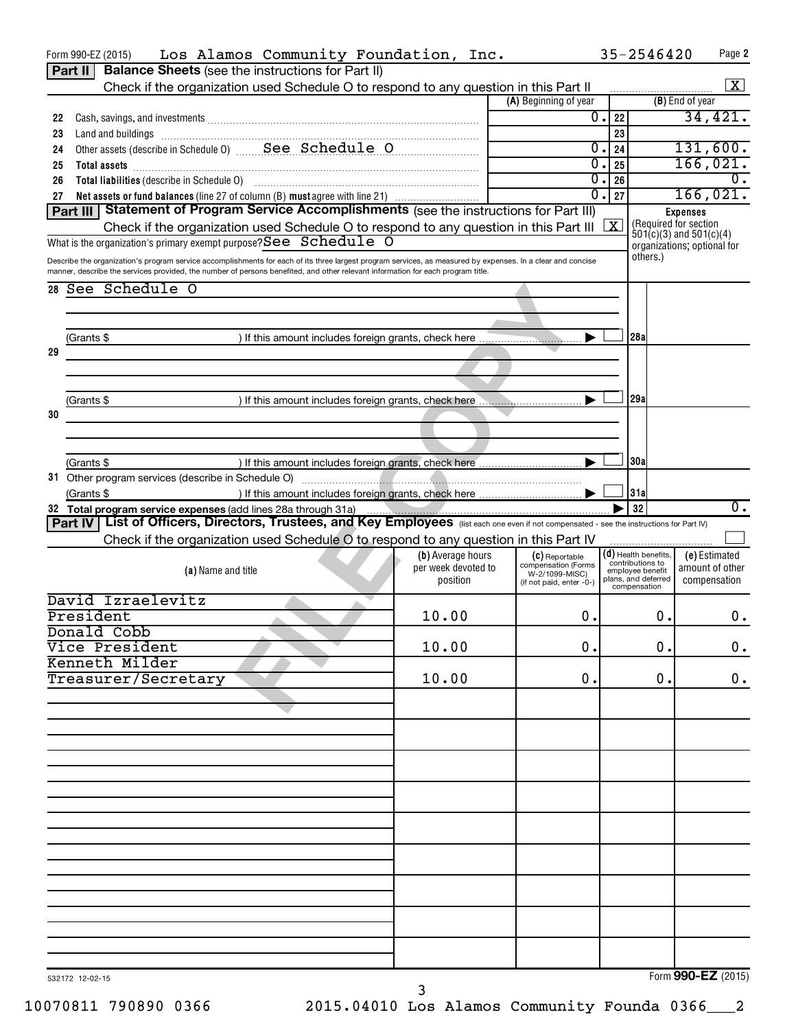Form 990-EZ (2015) Los Alamos Community Foundation, Inc. 35-2546420 Page 2

## Part II Balance Sheets (see the instructions for Part II)

Check if the organization used Schedule O to respond to any question in this Part II [X]

| | | (A) Beginning of year | | (B) End of year |
|---|---|---|---|---|
| 22 | Cash, savings, and investments | 0. | 22 | 34,421. |
| 23 | Land and buildings | | 23 | |
| 24 | Other assets (describe in Schedule O) See Schedule O | 0. | 24 | 131,600. |
| 25 | Total assets | 0. | 25 | 166,021. |
| 26 | Total liabilities (describe in Schedule O) | 0. | 26 | 0. |
| 27 | Net assets or fund balances (line 27 of column (B) must agree with line 21) | 0. | 27 | 166,021. |

## Part III Statement of Program Service Accomplishments (see the instructions for Part III)

Check if the organization used Schedule O to respond to any question in this Part III [X]

What is the organization's primary exempt purpose? See Schedule O

Describe the organization's program service accomplishments for each of its three largest program services, as measured by expenses. In a clear and concise manner, describe the services provided, the number of persons benefited, and other relevant information for each program title.

**Expenses** (Required for section 501(c)(3) and 501(c)(4) organizations; optional for others.)

| | | | |
|---|---|---|---|
| 28 | See Schedule O | | |
| | (Grants $ ) If this amount includes foreign grants, check here [ ] | 28a | |
| 29 | | | |
| | (Grants $ ) If this amount includes foreign grants, check here [ ] | 29a | |
| 30 | | | |
| | (Grants $ ) If this amount includes foreign grants, check here [ ] | 30a | |
| 31 | Other program services (describe in Schedule O) | | |
| | (Grants $ ) If this amount includes foreign grants, check here [ ] | 31a | |
| 32 | Total program service expenses (add lines 28a through 31a) | 32 | 0. |

## Part IV List of Officers, Directors, Trustees, and Key Employees (list each one even if not compensated - see the instructions for Part IV)

Check if the organization used Schedule O to respond to any question in this Part IV [ ]

| (a) Name and title | (b) Average hours per week devoted to position | (c) Reportable compensation (Forms W-2/1099-MISC) (if not paid, enter -0-) | (d) Health benefits, contributions to employee benefit plans, and deferred compensation | (e) Estimated amount of other compensation |
|---|---|---|---|---|
| David Izraelevitz<br>President | 10.00 | 0. | 0. | 0. |
| Donald Cobb<br>Vice President | 10.00 | 0. | 0. | 0. |
| Kenneth Milder<br>Treasurer/Secretary | 10.00 | 0. | 0. | 0. |

532172 12-02-15

Form **990-EZ** (2015)

10070811 790890 0366 2015.04010 Los Alamos Community Founda 0366___2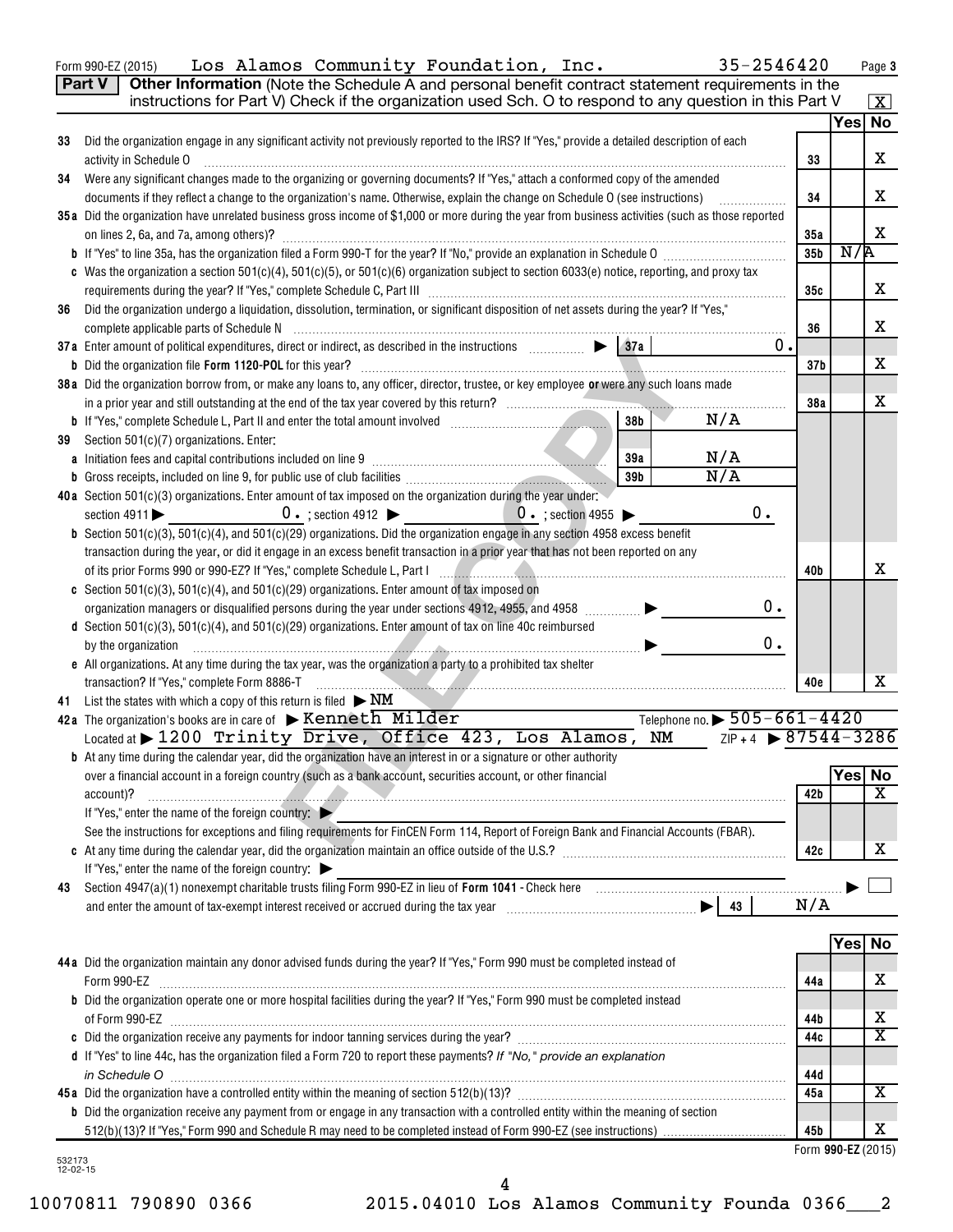Form 990-EZ (2015) Los Alamos Community Foundation, Inc. 35-2546420 Page 3

**Part V** **Other Information** (Note the Schedule A and personal benefit contract statement requirements in the instructions for Part V) Check if the organization used Sch. O to respond to any question in this Part V [X]

| | | | Yes | No |
|---|---|---|---|---|
| 33 | Did the organization engage in any significant activity not previously reported to the IRS? If "Yes," provide a detailed description of each activity in Schedule O | 33 | | X |
| 34 | Were any significant changes made to the organizing or governing documents? If "Yes," attach a conformed copy of the amended documents if they reflect a change to the organization's name. Otherwise, explain the change on Schedule O (see instructions) | 34 | | X |
| 35a | Did the organization have unrelated business gross income of $1,000 or more during the year from business activities (such as those reported on lines 2, 6a, and 7a, among others)? | 35a | | X |
| b | If "Yes" to line 35a, has the organization filed a Form 990-T for the year? If "No," provide an explanation in Schedule O | 35b | N/A | |
| c | Was the organization a section 501(c)(4), 501(c)(5), or 501(c)(6) organization subject to section 6033(e) notice, reporting, and proxy tax requirements during the year? If "Yes," complete Schedule C, Part III | 35c | | X |
| 36 | Did the organization undergo a liquidation, dissolution, termination, or significant disposition of net assets during the year? If "Yes," complete applicable parts of Schedule N | 36 | | X |
| 37a | Enter amount of political expenditures, direct or indirect, as described in the instructions ▶ 37a 0. | | | |
| b | Did the organization file Form 1120-POL for this year? | 37b | | X |
| 38a | Did the organization borrow from, or make any loans to, any officer, director, trustee, or key employee **or** were any such loans made in a prior year and still outstanding at the end of the tax year covered by this return? | 38a | | X |
| b | If "Yes," complete Schedule L, Part II and enter the total amount involved 38b N/A | | | |
| 39 | Section 501(c)(7) organizations. Enter: | | | |
| a | Initiation fees and capital contributions included on line 9 39a N/A | | | |
| b | Gross receipts, included on line 9, for public use of club facilities 39b N/A | | | |
| 40a | Section 501(c)(3) organizations. Enter amount of tax imposed on the organization during the year under: section 4911 ▶ 0. ; section 4912 ▶ 0. ; section 4955 ▶ 0. | | | |
| b | Section 501(c)(3), 501(c)(4), and 501(c)(29) organizations. Did the organization engage in any section 4958 excess benefit transaction during the year, or did it engage in an excess benefit transaction in a prior year that has not been reported on any of its prior Forms 990 or 990-EZ? If "Yes," complete Schedule L, Part I | 40b | | X |
| c | Section 501(c)(3), 501(c)(4), and 501(c)(29) organizations. Enter amount of tax imposed on organization managers or disqualified persons during the year under sections 4912, 4955, and 4958 ▶ 0. | | | |
| d | Section 501(c)(3), 501(c)(4), and 501(c)(29) organizations. Enter amount of tax on line 40c reimbursed by the organization ▶ 0. | | | |
| e | All organizations. At any time during the tax year, was the organization a party to a prohibited tax shelter transaction? If "Yes," complete Form 8886-T | 40e | | X |

41 List the states with which a copy of this return is filed ▶ NM

42a The organization's books are in care of ▶ Kenneth Milder Telephone no. ▶ 505-661-4420
Located at ▶ 1200 Trinity Drive, Office 423, Los Alamos, NM ZIP + 4 ▶ 87544-3286

| | | | Yes | No |
|---|---|---|---|---|
| b | At any time during the calendar year, did the organization have an interest in or a signature or other authority over a financial account in a foreign country (such as a bank account, securities account, or other financial account)? If "Yes," enter the name of the foreign country: ▶ See the instructions for exceptions and filing requirements for FinCEN Form 114, Report of Foreign Bank and Financial Accounts (FBAR). | 42b | | X |
| c | At any time during the calendar year, did the organization maintain an office outside of the U.S.? If "Yes," enter the name of the foreign country: ▶ | 42c | | X |

43 Section 4947(a)(1) nonexempt charitable trusts filing Form 990-EZ in lieu of **Form 1041** - Check here ▶ [ ]
and enter the amount of tax-exempt interest received or accrued during the tax year ▶ 43 N/A

| | | | Yes | No |
|---|---|---|---|---|
| 44a | Did the organization maintain any donor advised funds during the year? If "Yes," Form 990 must be completed instead of Form 990-EZ | 44a | | X |
| b | Did the organization operate one or more hospital facilities during the year? If "Yes," Form 990 must be completed instead of Form 990-EZ | 44b | | X |
| c | Did the organization receive any payments for indoor tanning services during the year? | 44c | | X |
| d | If "Yes" to line 44c, has the organization filed a Form 720 to report these payments? *If "No," provide an explanation in Schedule O* | 44d | | |
| 45a | Did the organization have a controlled entity within the meaning of section 512(b)(13)? | 45a | | X |
| b | Did the organization receive any payment from or engage in any transaction with a controlled entity within the meaning of section 512(b)(13)? If "Yes," Form 990 and Schedule R may need to be completed instead of Form 990-EZ (see instructions) | 45b | | X |

Form **990-EZ** (2015)

532173 12-02-15

10070811 790890 0366 2015.04010 Los Alamos Community Founda 0366___2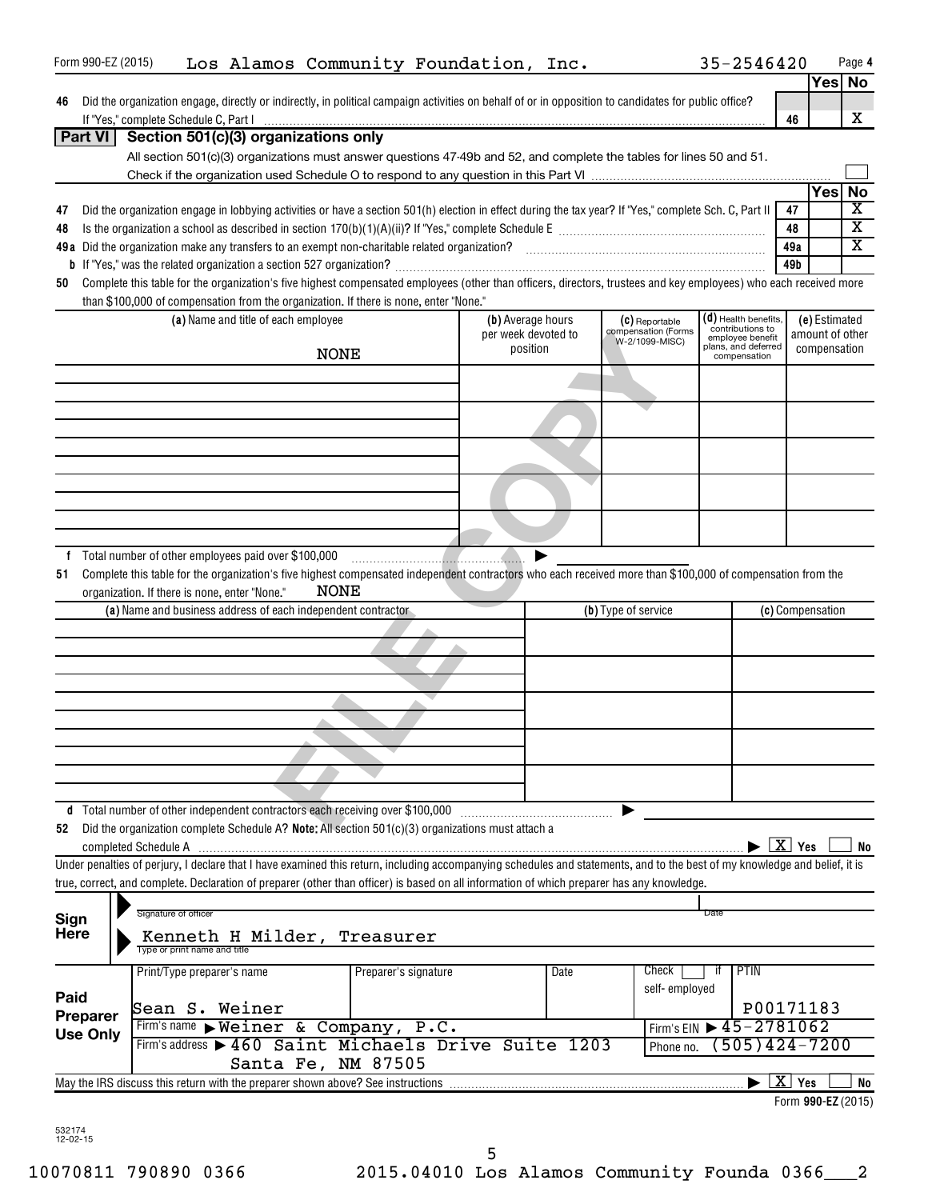Form 990-EZ (2015) Los Alamos Community Foundation, Inc. 35-2546420 Page 4

| | | | Yes | No |
|---|---|---|---|---|
| 46 | Did the organization engage, directly or indirectly, in political campaign activities on behalf of or in opposition to candidates for public office? If "Yes," complete Schedule C, Part I | 46 | | X |

## Part VI Section 501(c)(3) organizations only

All section 501(c)(3) organizations must answer questions 47-49b and 52, and complete the tables for lines 50 and 51.

Check if the organization used Schedule O to respond to any question in this Part VI ☐

| | | | Yes | No |
|---|---|---|---|---|
| 47 | Did the organization engage in lobbying activities or have a section 501(h) election in effect during the tax year? If "Yes," complete Sch. C, Part II | 47 | | X |
| 48 | Is the organization a school as described in section 170(b)(1)(A)(ii)? If "Yes," complete Schedule E | 48 | | X |
| 49a | Did the organization make any transfers to an exempt non-charitable related organization? | 49a | | X |
| b | If "Yes," was the related organization a section 527 organization? | 49b | | |

**50** Complete this table for the organization's five highest compensated employees (other than officers, directors, trustees and key employees) who each received more than $100,000 of compensation from the organization. If there is none, enter "None."

| (a) Name and title of each employee | (b) Average hours per week devoted to position | (c) Reportable compensation (Forms W-2/1099-MISC) | (d) Health benefits, contributions to employee benefit plans, and deferred compensation | (e) Estimated amount of other compensation |
|---|---|---|---|---|
| NONE | | | | |
| | | | | |
| | | | | |
| | | | | |
| | | | | |

**f** Total number of other employees paid over $100,000 ▶

**51** Complete this table for the organization's five highest compensated independent contractors who each received more than $100,000 of compensation from the organization. If there is none, enter "None." NONE

| (a) Name and business address of each independent contractor | (b) Type of service | (c) Compensation |
|---|---|---|
| | | |
| | | |
| | | |
| | | |
| | | |

**d** Total number of other independent contractors each receiving over $100,000 ▶

**52** Did the organization complete Schedule A? **Note:** All section 501(c)(3) organizations must attach a completed Schedule A ▶ [X] Yes ☐ No

Under penalties of perjury, I declare that I have examined this return, including accompanying schedules and statements, and to the best of my knowledge and belief, it is true, correct, and complete. Declaration of preparer (other than officer) is based on all information of which preparer has any knowledge.

**Sign Here**

Signature of officer — Date

Kenneth H Milder, Treasurer
Type or print name and title

**Paid Preparer Use Only**

| Print/Type preparer's name | Preparer's signature | Date | Check ☐ if self-employed | PTIN |
|---|---|---|---|---|
| Sean S. Weiner | | | | P00171183 |

Firm's name ▶ Weiner & Company, P.C. — Firm's EIN ▶ 45-2781062

Firm's address ▶ 460 Saint Michaels Drive Suite 1203, Santa Fe, NM 87505 — Phone no. (505)424-7200

May the IRS discuss this return with the preparer shown above? See instructions ▶ [X] Yes ☐ No

Form **990-EZ** (2015)

532174 12-02-15

10070811 790890 0366 2015.04010 Los Alamos Community Founda 0366___2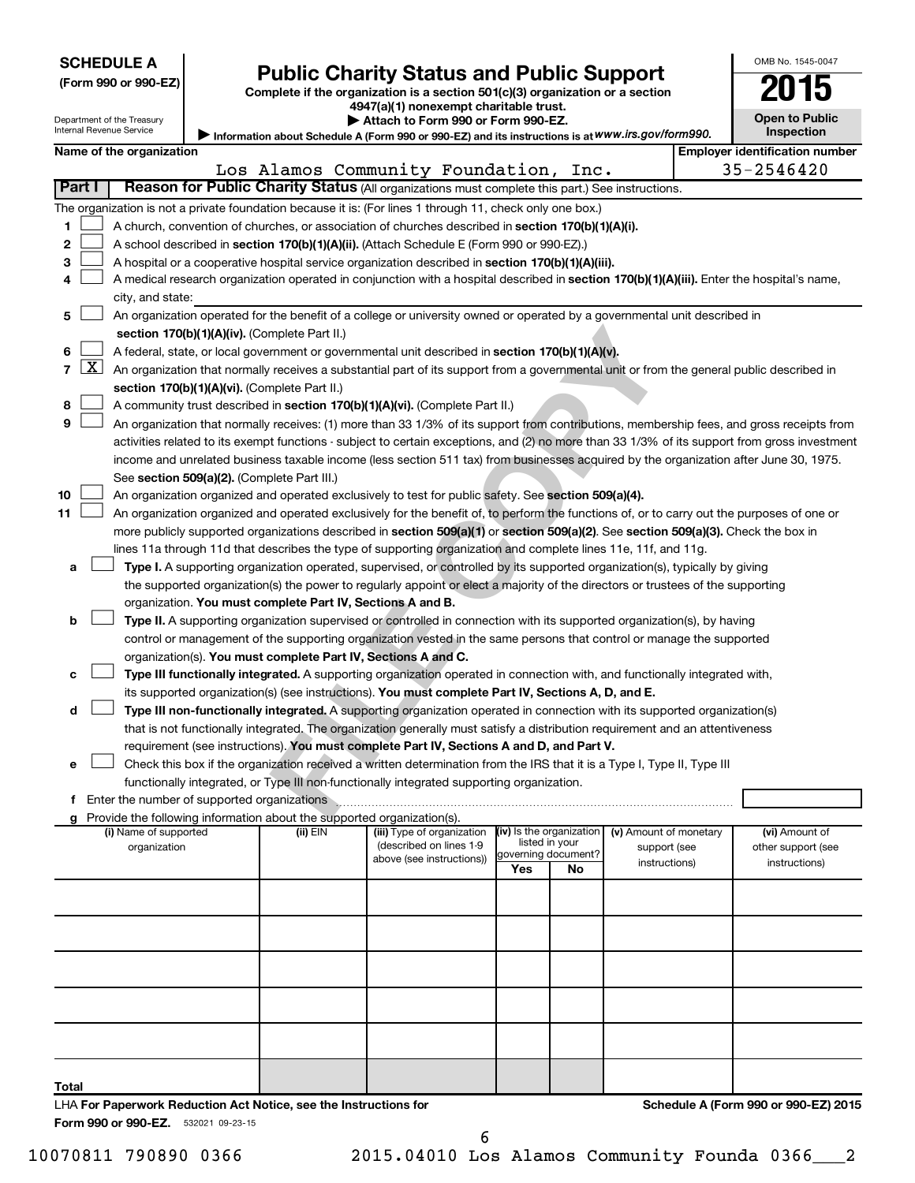**SCHEDULE A**
**(Form 990 or 990-EZ)**

Department of the Treasury
Internal Revenue Service

# Public Charity Status and Public Support

**Complete if the organization is a section 501(c)(3) organization or a section 4947(a)(1) nonexempt charitable trust.**
**▶ Attach to Form 990 or Form 990-EZ.**
**▶ Information about Schedule A (Form 990 or 990-EZ) and its instructions is at** *www.irs.gov/form990.*

OMB No. 1545-0047
**2015**
**Open to Public Inspection**

**Name of the organization:** Los Alamos Community Foundation, Inc.
**Employer identification number:** 35-2546420

## Part I — Reason for Public Charity Status (All organizations must complete this part.) See instructions.

The organization is not a private foundation because it is: (For lines 1 through 11, check only one box.)

1. [ ] A church, convention of churches, or association of churches described in **section 170(b)(1)(A)(i).**
2. [ ] A school described in **section 170(b)(1)(A)(ii).** (Attach Schedule E (Form 990 or 990-EZ).)
3. [ ] A hospital or a cooperative hospital service organization described in **section 170(b)(1)(A)(iii).**
4. [ ] A medical research organization operated in conjunction with a hospital described in **section 170(b)(1)(A)(iii).** Enter the hospital's name, city, and state:
5. [ ] An organization operated for the benefit of a college or university owned or operated by a governmental unit described in **section 170(b)(1)(A)(iv).** (Complete Part II.)
6. [ ] A federal, state, or local government or governmental unit described in **section 170(b)(1)(A)(v).**
7. [X] An organization that normally receives a substantial part of its support from a governmental unit or from the general public described in **section 170(b)(1)(A)(vi).** (Complete Part II.)
8. [ ] A community trust described in **section 170(b)(1)(A)(vi).** (Complete Part II.)
9. [ ] An organization that normally receives: (1) more than 33 1/3% of its support from contributions, membership fees, and gross receipts from activities related to its exempt functions - subject to certain exceptions, and (2) no more than 33 1/3% of its support from gross investment income and unrelated business taxable income (less section 511 tax) from businesses acquired by the organization after June 30, 1975. See **section 509(a)(2).** (Complete Part III.)
10. [ ] An organization organized and operated exclusively to test for public safety. See **section 509(a)(4).**
11. [ ] An organization organized and operated exclusively for the benefit of, to perform the functions of, or to carry out the purposes of one or more publicly supported organizations described in **section 509(a)(1)** or **section 509(a)(2).** See **section 509(a)(3).** Check the box in lines 11a through 11d that describes the type of supporting organization and complete lines 11e, 11f, and 11g.
   - **a** [ ] **Type I.** A supporting organization operated, supervised, or controlled by its supported organization(s), typically by giving the supported organization(s) the power to regularly appoint or elect a majority of the directors or trustees of the supporting organization. **You must complete Part IV, Sections A and B.**
   - **b** [ ] **Type II.** A supporting organization supervised or controlled in connection with its supported organization(s), by having control or management of the supporting organization vested in the same persons that control or manage the supported organization(s). **You must complete Part IV, Sections A and C.**
   - **c** [ ] **Type III functionally integrated.** A supporting organization operated in connection with, and functionally integrated with, its supported organization(s) (see instructions). **You must complete Part IV, Sections A, D, and E.**
   - **d** [ ] **Type III non-functionally integrated.** A supporting organization operated in connection with its supported organization(s) that is not functionally integrated. The organization generally must satisfy a distribution requirement and an attentiveness requirement (see instructions). **You must complete Part IV, Sections A and D, and Part V.**
   - **e** [ ] Check this box if the organization received a written determination from the IRS that it is a Type I, Type II, Type III functionally integrated, or Type III non-functionally integrated supporting organization.
   - **f** Enter the number of supported organizations
   - **g** Provide the following information about the supported organization(s).

| (i) Name of supported organization | (ii) EIN | (iii) Type of organization (described on lines 1-9 above (see instructions)) | (iv) Is the organization listed in your governing document? Yes | No | (v) Amount of monetary support (see instructions) | (vi) Amount of other support (see instructions) |
|---|---|---|---|---|---|---|
| | | | | | | |
| | | | | | | |
| | | | | | | |
| | | | | | | |
| | | | | | | |
| | | | | | | |
| **Total** | | | | | | |

LHA **For Paperwork Reduction Act Notice, see the Instructions for Form 990 or 990-EZ.** 532021 09-23-15

**Schedule A (Form 990 or 990-EZ) 2015**

10070811 790890 0366 2015.04010 Los Alamos Community Founda 0366___2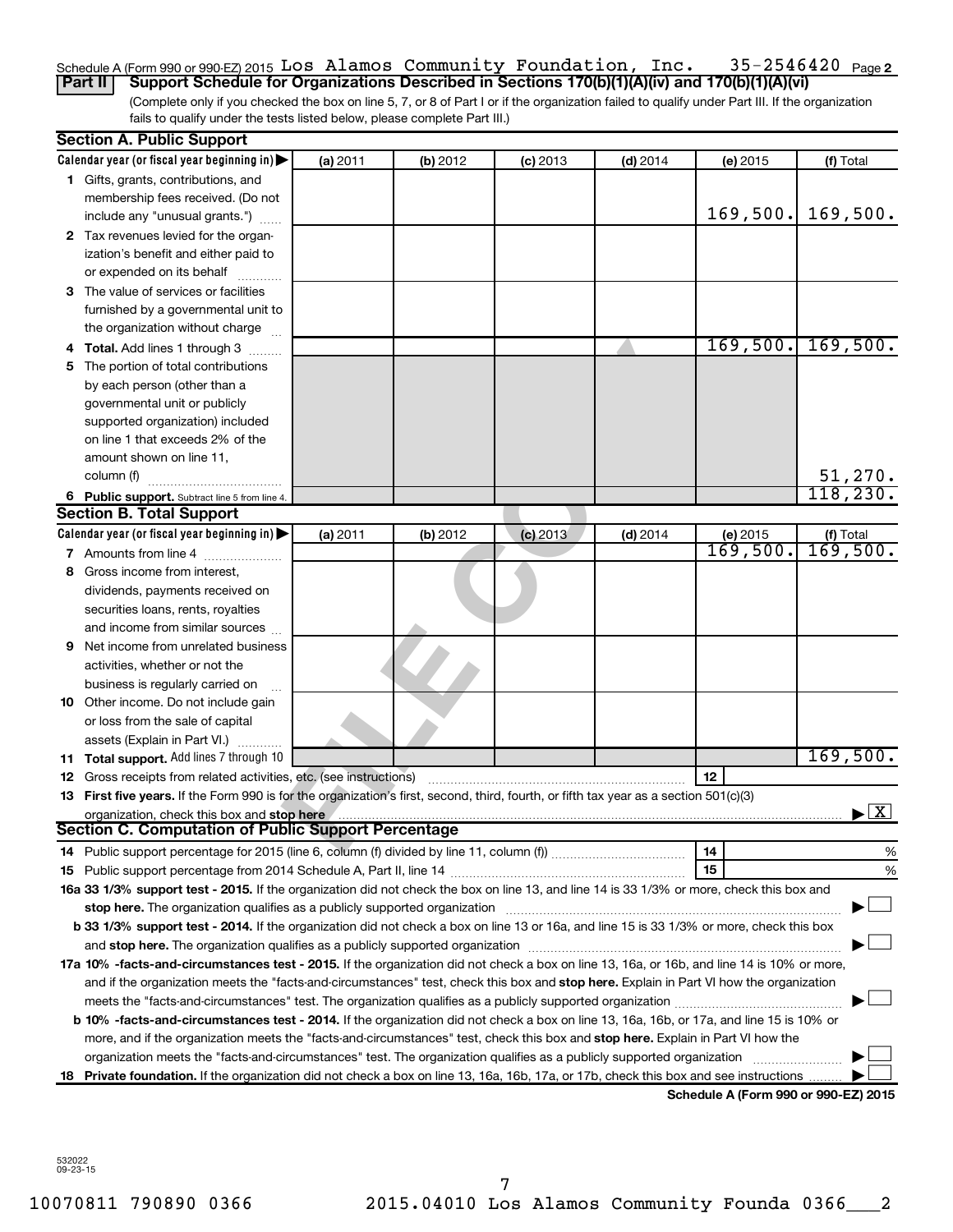Schedule A (Form 990 or 990-EZ) 2015 Los Alamos Community Foundation, Inc. 35-2546420 Page 2

**Part II** **Support Schedule for Organizations Described in Sections 170(b)(1)(A)(iv) and 170(b)(1)(A)(vi)**

(Complete only if you checked the box on line 5, 7, or 8 of Part I or if the organization failed to qualify under Part III. If the organization fails to qualify under the tests listed below, please complete Part III.)

### Section A. Public Support

| Calendar year (or fiscal year beginning in) ▶ | (a) 2011 | (b) 2012 | (c) 2013 | (d) 2014 | (e) 2015 | (f) Total |
|---|---|---|---|---|---|---|
| **1** Gifts, grants, contributions, and membership fees received. (Do not include any "unusual grants.") | | | | | 169,500. | 169,500. |
| **2** Tax revenues levied for the organization's benefit and either paid to or expended on its behalf | | | | | | |
| **3** The value of services or facilities furnished by a governmental unit to the organization without charge | | | | | | |
| **4 Total.** Add lines 1 through 3 | | | | | 169,500. | 169,500. |
| **5** The portion of total contributions by each person (other than a governmental unit or publicly supported organization) included on line 1 that exceeds 2% of the amount shown on line 11, column (f) | | | | | | 51,270. |
| **6 Public support.** Subtract line 5 from line 4. | | | | | | 118,230. |

### Section B. Total Support

| Calendar year (or fiscal year beginning in) ▶ | (a) 2011 | (b) 2012 | (c) 2013 | (d) 2014 | (e) 2015 | (f) Total |
|---|---|---|---|---|---|---|
| **7** Amounts from line 4 | | | | | 169,500. | 169,500. |
| **8** Gross income from interest, dividends, payments received on securities loans, rents, royalties and income from similar sources | | | | | | |
| **9** Net income from unrelated business activities, whether or not the business is regularly carried on | | | | | | |
| **10** Other income. Do not include gain or loss from the sale of capital assets (Explain in Part VI.) | | | | | | |
| **11 Total support.** Add lines 7 through 10 | | | | | | 169,500. |

**12** Gross receipts from related activities, etc. (see instructions) | **12** |

**13 First five years.** If the Form 990 is for the organization's first, second, third, fourth, or fifth tax year as a section 501(c)(3) organization, check this box and **stop here** ▶ [X]

### Section C. Computation of Public Support Percentage

**14** Public support percentage for 2015 (line 6, column (f) divided by line 11, column (f)) | **14** | %

**15** Public support percentage from 2014 Schedule A, Part II, line 14 | **15** | %

**16a 33 1/3% support test - 2015.** If the organization did not check the box on line 13, and line 14 is 33 1/3% or more, check this box and **stop here.** The organization qualifies as a publicly supported organization ▶ [ ]

**b 33 1/3% support test - 2014.** If the organization did not check a box on line 13 or 16a, and line 15 is 33 1/3% or more, check this box and **stop here.** The organization qualifies as a publicly supported organization ▶ [ ]

**17a 10% -facts-and-circumstances test - 2015.** If the organization did not check a box on line 13, 16a, or 16b, and line 14 is 10% or more, and if the organization meets the "facts-and-circumstances" test, check this box and **stop here.** Explain in Part VI how the organization meets the "facts-and-circumstances" test. The organization qualifies as a publicly supported organization ▶ [ ]

**b 10% -facts-and-circumstances test - 2014.** If the organization did not check a box on line 13, 16a, 16b, or 17a, and line 15 is 10% or more, and if the organization meets the "facts-and-circumstances" test, check this box and **stop here.** Explain in Part VI how the organization meets the "facts-and-circumstances" test. The organization qualifies as a publicly supported organization ▶ [ ]

**18 Private foundation.** If the organization did not check a box on line 13, 16a, 16b, 17a, or 17b, check this box and see instructions ▶ [ ]

**Schedule A (Form 990 or 990-EZ) 2015**

532022
09-23-15

10070811 790890 0366 2015.04010 Los Alamos Community Founda 0366___2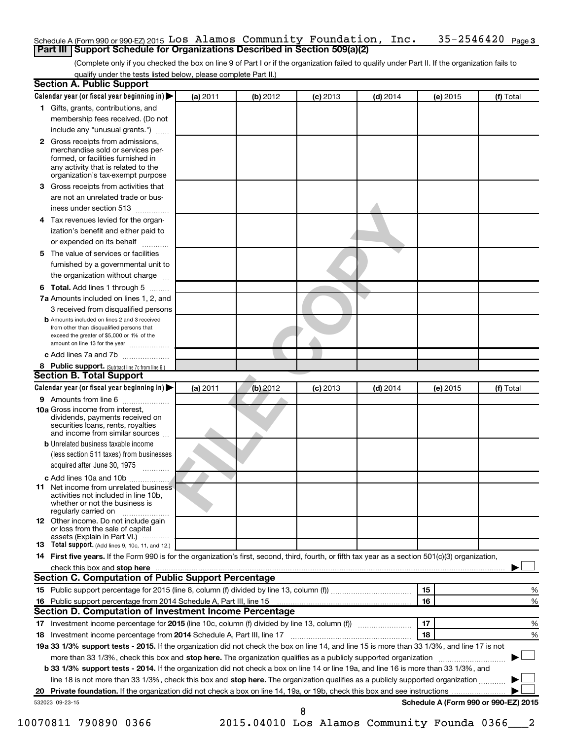Schedule A (Form 990 or 990-EZ) 2015 Los Alamos Community Foundation, Inc. 35-2546420 Page 3

**Part III | Support Schedule for Organizations Described in Section 509(a)(2)**

(Complete only if you checked the box on line 9 of Part I or if the organization failed to qualify under Part II. If the organization fails to qualify under the tests listed below, please complete Part II.)

### Section A. Public Support

| Calendar year (or fiscal year beginning in) ▶ | (a) 2011 | (b) 2012 | (c) 2013 | (d) 2014 | (e) 2015 | (f) Total |
|---|---|---|---|---|---|---|
| **1** Gifts, grants, contributions, and membership fees received. (Do not include any "unusual grants.") | | | | | | |
| **2** Gross receipts from admissions, merchandise sold or services performed, or facilities furnished in any activity that is related to the organization's tax-exempt purpose | | | | | | |
| **3** Gross receipts from activities that are not an unrelated trade or business under section 513 | | | | | | |
| **4** Tax revenues levied for the organization's benefit and either paid to or expended on its behalf | | | | | | |
| **5** The value of services or facilities furnished by a governmental unit to the organization without charge | | | | | | |
| **6 Total.** Add lines 1 through 5 | | | | | | |
| **7a** Amounts included on lines 1, 2, and 3 received from disqualified persons | | | | | | |
| **b** Amounts included on lines 2 and 3 received from other than disqualified persons that exceed the greater of $5,000 or 1% of the amount on line 13 for the year | | | | | | |
| **c** Add lines 7a and 7b | | | | | | |
| **8 Public support.** (Subtract line 7c from line 6.) | | | | | | |

### Section B. Total Support

| Calendar year (or fiscal year beginning in) ▶ | (a) 2011 | (b) 2012 | (c) 2013 | (d) 2014 | (e) 2015 | (f) Total |
|---|---|---|---|---|---|---|
| **9** Amounts from line 6 | | | | | | |
| **10a** Gross income from interest, dividends, payments received on securities loans, rents, royalties and income from similar sources | | | | | | |
| **b** Unrelated business taxable income (less section 511 taxes) from businesses acquired after June 30, 1975 | | | | | | |
| **c** Add lines 10a and 10b | | | | | | |
| **11** Net income from unrelated business activities not included in line 10b, whether or not the business is regularly carried on | | | | | | |
| **12** Other income. Do not include gain or loss from the sale of capital assets (Explain in Part VI.) | | | | | | |
| **13 Total support.** (Add lines 9, 10c, 11, and 12.) | | | | | | |

**14 First five years.** If the Form 990 is for the organization's first, second, third, fourth, or fifth tax year as a section 501(c)(3) organization, check this box and **stop here** ▶ ☐

### Section C. Computation of Public Support Percentage

| | | | |
|---|---|---|---|
| **15** | Public support percentage for 2015 (line 8, column (f) divided by line 13, column (f)) | 15 | % |
| **16** | Public support percentage from 2014 Schedule A, Part III, line 15 | 16 | % |

### Section D. Computation of Investment Income Percentage

| | | | |
|---|---|---|---|
| **17** | Investment income percentage for **2015** (line 10c, column (f) divided by line 13, column (f)) | 17 | % |
| **18** | Investment income percentage from **2014** Schedule A, Part III, line 17 | 18 | % |

**19a 33 1/3% support tests - 2015.** If the organization did not check the box on line 14, and line 15 is more than 33 1/3%, and line 17 is not more than 33 1/3%, check this box and **stop here.** The organization qualifies as a publicly supported organization ▶ ☐

**b 33 1/3% support tests - 2014.** If the organization did not check a box on line 14 or line 19a, and line 16 is more than 33 1/3%, and line 18 is not more than 33 1/3%, check this box and **stop here.** The organization qualifies as a publicly supported organization ▶ ☐

**20 Private foundation.** If the organization did not check a box on line 14, 19a, or 19b, check this box and see instructions ▶ ☐

532023 09-23-15

**Schedule A (Form 990 or 990-EZ) 2015**

10070811 790890 0366 2015.04010 Los Alamos Community Founda 0366___2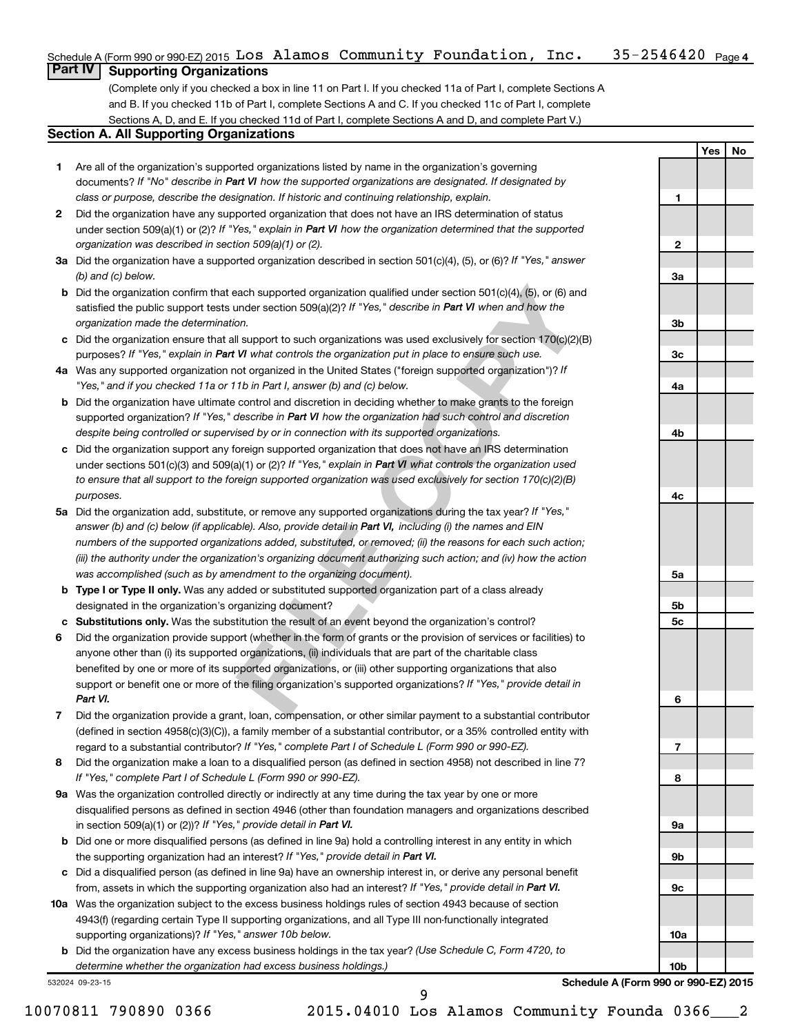Schedule A (Form 990 or 990-EZ) 2015 Los Alamos Community Foundation, Inc. 35-2546420 Page 4

## Part IV Supporting Organizations

(Complete only if you checked a box in line 11 on Part I. If you checked 11a of Part I, complete Sections A and B. If you checked 11b of Part I, complete Sections A and C. If you checked 11c of Part I, complete Sections A, D, and E. If you checked 11d of Part I, complete Sections A and D, and complete Part V.)

### Section A. All Supporting Organizations

| | | Line | Yes | No |
|---|---|---|---|---|
| **1** | Are all of the organization's supported organizations listed by name in the organization's governing documents? *If "No" describe in **Part VI** how the supported organizations are designated. If designated by class or purpose, describe the designation. If historic and continuing relationship, explain.* | 1 | | |
| **2** | Did the organization have any supported organization that does not have an IRS determination of status under section 509(a)(1) or (2)? *If "Yes," explain in **Part VI** how the organization determined that the supported organization was described in section 509(a)(1) or (2).* | 2 | | |
| **3a** | Did the organization have a supported organization described in section 501(c)(4), (5), or (6)? *If "Yes," answer (b) and (c) below.* | 3a | | |
| **b** | Did the organization confirm that each supported organization qualified under section 501(c)(4), (5), or (6) and satisfied the public support tests under section 509(a)(2)? *If "Yes," describe in **Part VI** when and how the organization made the determination.* | 3b | | |
| **c** | Did the organization ensure that all support to such organizations was used exclusively for section 170(c)(2)(B) purposes? *If "Yes," explain in **Part VI** what controls the organization put in place to ensure such use.* | 3c | | |
| **4a** | Was any supported organization not organized in the United States ("foreign supported organization")? *If "Yes," and if you checked 11a or 11b in Part I, answer (b) and (c) below.* | 4a | | |
| **b** | Did the organization have ultimate control and discretion in deciding whether to make grants to the foreign supported organization? *If "Yes," describe in **Part VI** how the organization had such control and discretion despite being controlled or supervised by or in connection with its supported organizations.* | 4b | | |
| **c** | Did the organization support any foreign supported organization that does not have an IRS determination under sections 501(c)(3) and 509(a)(1) or (2)? *If "Yes," explain in **Part VI** what controls the organization used to ensure that all support to the foreign supported organization was used exclusively for section 170(c)(2)(B) purposes.* | 4c | | |
| **5a** | Did the organization add, substitute, or remove any supported organizations during the tax year? *If "Yes," answer (b) and (c) below (if applicable). Also, provide detail in **Part VI**, including (i) the names and EIN numbers of the supported organizations added, substituted, or removed; (ii) the reasons for each such action; (iii) the authority under the organization's organizing document authorizing such action; and (iv) how the action was accomplished (such as by amendment to the organizing document).* | 5a | | |
| **b** | **Type I or Type II only.** Was any added or substituted supported organization part of a class already designated in the organization's organizing document? | 5b | | |
| **c** | **Substitutions only.** Was the substitution the result of an event beyond the organization's control? | 5c | | |
| **6** | Did the organization provide support (whether in the form of grants or the provision of services or facilities) to anyone other than (i) its supported organizations, (ii) individuals that are part of the charitable class benefited by one or more of its supported organizations, or (iii) other supporting organizations that also support or benefit one or more of the filing organization's supported organizations? *If "Yes," provide detail in **Part VI.*** | 6 | | |
| **7** | Did the organization provide a grant, loan, compensation, or other similar payment to a substantial contributor (defined in section 4958(c)(3)(C)), a family member of a substantial contributor, or a 35% controlled entity with regard to a substantial contributor? *If "Yes," complete Part I of Schedule L (Form 990 or 990-EZ).* | 7 | | |
| **8** | Did the organization make a loan to a disqualified person (as defined in section 4958) not described in line 7? *If "Yes," complete Part I of Schedule L (Form 990 or 990-EZ).* | 8 | | |
| **9a** | Was the organization controlled directly or indirectly at any time during the tax year by one or more disqualified persons as defined in section 4946 (other than foundation managers and organizations described in section 509(a)(1) or (2))? *If "Yes," provide detail in **Part VI.*** | 9a | | |
| **b** | Did one or more disqualified persons (as defined in line 9a) hold a controlling interest in any entity in which the supporting organization had an interest? *If "Yes," provide detail in **Part VI.*** | 9b | | |
| **c** | Did a disqualified person (as defined in line 9a) have an ownership interest in, or derive any personal benefit from, assets in which the supporting organization also had an interest? *If "Yes," provide detail in **Part VI.*** | 9c | | |
| **10a** | Was the organization subject to the excess business holdings rules of section 4943 because of section 4943(f) (regarding certain Type II supporting organizations, and all Type III non-functionally integrated supporting organizations)? *If "Yes," answer 10b below.* | 10a | | |
| **b** | Did the organization have any excess business holdings in the tax year? *(Use Schedule C, Form 4720, to determine whether the organization had excess business holdings.)* | 10b | | |

532024 09-23-15

**Schedule A (Form 990 or 990-EZ) 2015**

10070811 790890 0366 2015.04010 Los Alamos Community Founda 0366___2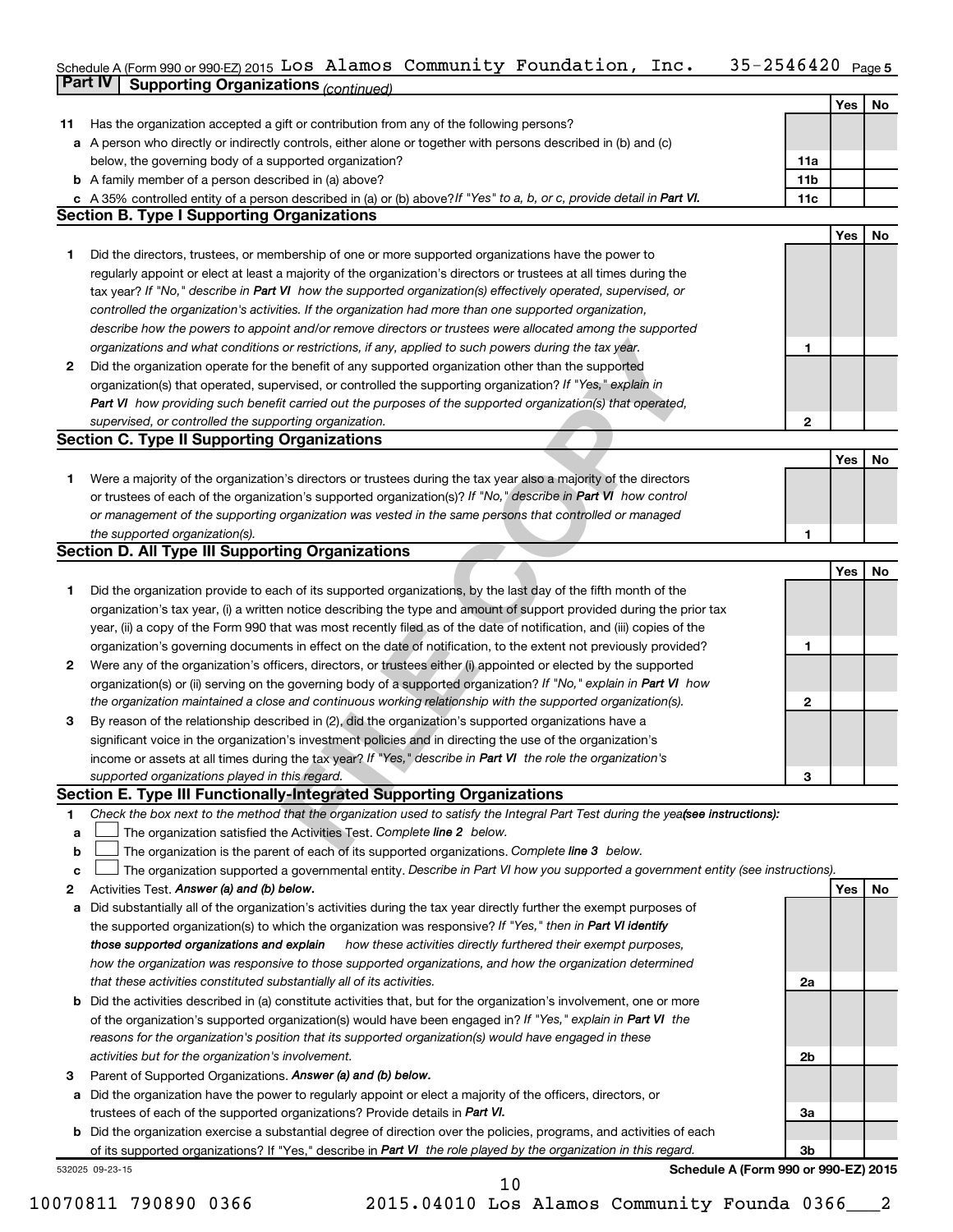Schedule A (Form 990 or 990-EZ) 2015 Los Alamos Community Foundation, Inc. 35-2546420 Page 5

**Part IV | Supporting Organizations** *(continued)*

| | | | Yes | No |
|---|---|---|---|---|
| **11** | Has the organization accepted a gift or contribution from any of the following persons? | | | |
| **a** | A person who directly or indirectly controls, either alone or together with persons described in (b) and (c) below, the governing body of a supported organization? | **11a** | | |
| **b** | A family member of a person described in (a) above? | **11b** | | |
| **c** | A 35% controlled entity of a person described in (a) or (b) above? *If "Yes" to a, b, or c, provide detail in **Part VI.*** | **11c** | | |

## Section B. Type I Supporting Organizations

| | | | Yes | No |
|---|---|---|---|---|
| **1** | Did the directors, trustees, or membership of one or more supported organizations have the power to regularly appoint or elect at least a majority of the organization's directors or trustees at all times during the tax year? *If "No," describe in **Part VI** how the supported organization(s) effectively operated, supervised, or controlled the organization's activities. If the organization had more than one supported organization, describe how the powers to appoint and/or remove directors or trustees were allocated among the supported organizations and what conditions or restrictions, if any, applied to such powers during the tax year.* | **1** | | |
| **2** | Did the organization operate for the benefit of any supported organization other than the supported organization(s) that operated, supervised, or controlled the supporting organization? *If "Yes," explain in **Part VI** how providing such benefit carried out the purposes of the supported organization(s) that operated, supervised, or controlled the supporting organization.* | **2** | | |

## Section C. Type II Supporting Organizations

| | | | Yes | No |
|---|---|---|---|---|
| **1** | Were a majority of the organization's directors or trustees during the tax year also a majority of the directors or trustees of each of the organization's supported organization(s)? *If "No," describe in **Part VI** how control or management of the supporting organization was vested in the same persons that controlled or managed the supported organization(s).* | **1** | | |

## Section D. All Type III Supporting Organizations

| | | | Yes | No |
|---|---|---|---|---|
| **1** | Did the organization provide to each of its supported organizations, by the last day of the fifth month of the organization's tax year, (i) a written notice describing the type and amount of support provided during the prior tax year, (ii) a copy of the Form 990 that was most recently filed as of the date of notification, and (iii) copies of the organization's governing documents in effect on the date of notification, to the extent not previously provided? | **1** | | |
| **2** | Were any of the organization's officers, directors, or trustees either (i) appointed or elected by the supported organization(s) or (ii) serving on the governing body of a supported organization? *If "No," explain in **Part VI** how the organization maintained a close and continuous working relationship with the supported organization(s).* | **2** | | |
| **3** | By reason of the relationship described in (2), did the organization's supported organizations have a significant voice in the organization's investment policies and in directing the use of the organization's income or assets at all times during the tax year? *If "Yes," describe in **Part VI** the role the organization's supported organizations played in this regard.* | **3** | | |

## Section E. Type III Functionally-Integrated Supporting Organizations

**1** *Check the box next to the method that the organization used to satisfy the Integral Part Test during the year(see instructions):*

- **a** ☐ The organization satisfied the Activities Test. *Complete **line 2** below.*
- **b** ☐ The organization is the parent of each of its supported organizations. *Complete **line 3** below.*
- **c** ☐ The organization supported a governmental entity. *Describe in Part VI how you supported a government entity (see instructions).*

| | | | Yes | No |
|---|---|---|---|---|
| **2** | Activities Test. ***Answer (a) and (b) below.*** | | | |
| **a** | Did substantially all of the organization's activities during the tax year directly further the exempt purposes of the supported organization(s) to which the organization was responsive? *If "Yes," then in **Part VI identify those supported organizations and explain** how these activities directly furthered their exempt purposes, how the organization was responsive to those supported organizations, and how the organization determined that these activities constituted substantially all of its activities.* | **2a** | | |
| **b** | Did the activities described in (a) constitute activities that, but for the organization's involvement, one or more of the organization's supported organization(s) would have been engaged in? *If "Yes," explain in **Part VI** the reasons for the organization's position that its supported organization(s) would have engaged in these activities but for the organization's involvement.* | **2b** | | |
| **3** | Parent of Supported Organizations. ***Answer (a) and (b) below.*** | | | |
| **a** | Did the organization have the power to regularly appoint or elect a majority of the officers, directors, or trustees of each of the supported organizations? Provide details in ***Part VI.*** | **3a** | | |
| **b** | Did the organization exercise a substantial degree of direction over the policies, programs, and activities of each of its supported organizations? If "Yes," describe in ***Part VI*** *the role played by the organization in this regard.* | **3b** | | |

532025 09-23-15 **Schedule A (Form 990 or 990-EZ) 2015**

10070811 790890 0366 2015.04010 Los Alamos Community Founda 0366___2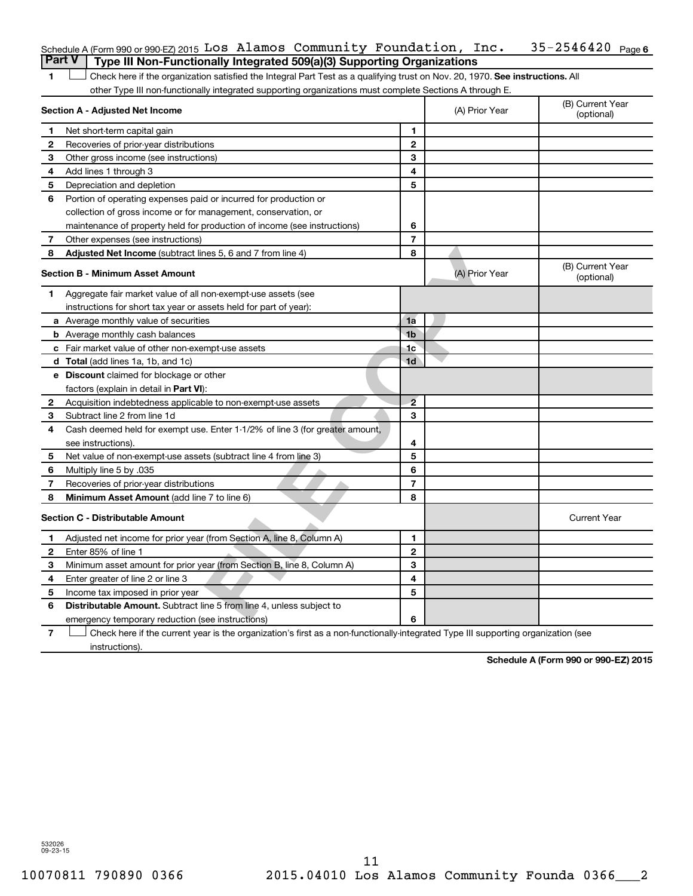Schedule A (Form 990 or 990-EZ) 2015 Los Alamos Community Foundation, Inc. 35-2546420 Page 6

## Part V Type III Non-Functionally Integrated 509(a)(3) Supporting Organizations

1 ☐ Check here if the organization satisfied the Integral Part Test as a qualifying trust on Nov. 20, 1970. **See instructions.** All other Type III non-functionally integrated supporting organizations must complete Sections A through E.

| **Section A - Adjusted Net Income** | | | (A) Prior Year | (B) Current Year (optional) |
|---|---|---|---|---|
| 1 | Net short-term capital gain | 1 | | |
| 2 | Recoveries of prior-year distributions | 2 | | |
| 3 | Other gross income (see instructions) | 3 | | |
| 4 | Add lines 1 through 3 | 4 | | |
| 5 | Depreciation and depletion | 5 | | |
| 6 | Portion of operating expenses paid or incurred for production or collection of gross income or for management, conservation, or maintenance of property held for production of income (see instructions) | 6 | | |
| 7 | Other expenses (see instructions) | 7 | | |
| 8 | **Adjusted Net Income** (subtract lines 5, 6 and 7 from line 4) | 8 | | |

| **Section B - Minimum Asset Amount** | | | (A) Prior Year | (B) Current Year (optional) |
|---|---|---|---|---|
| 1 | Aggregate fair market value of all non-exempt-use assets (see instructions for short tax year or assets held for part of year): | | | |
| a | Average monthly value of securities | 1a | | |
| b | Average monthly cash balances | 1b | | |
| c | Fair market value of other non-exempt-use assets | 1c | | |
| d | **Total** (add lines 1a, 1b, and 1c) | 1d | | |
| e | **Discount** claimed for blockage or other factors (explain in detail in **Part VI**): | | | |
| 2 | Acquisition indebtedness applicable to non-exempt-use assets | 2 | | |
| 3 | Subtract line 2 from line 1d | 3 | | |
| 4 | Cash deemed held for exempt use. Enter 1-1/2% of line 3 (for greater amount, see instructions). | 4 | | |
| 5 | Net value of non-exempt-use assets (subtract line 4 from line 3) | 5 | | |
| 6 | Multiply line 5 by .035 | 6 | | |
| 7 | Recoveries of prior-year distributions | 7 | | |
| 8 | **Minimum Asset Amount** (add line 7 to line 6) | 8 | | |

| **Section C - Distributable Amount** | | | | Current Year |
|---|---|---|---|---|
| 1 | Adjusted net income for prior year (from Section A, line 8, Column A) | 1 | | |
| 2 | Enter 85% of line 1 | 2 | | |
| 3 | Minimum asset amount for prior year (from Section B, line 8, Column A) | 3 | | |
| 4 | Enter greater of line 2 or line 3 | 4 | | |
| 5 | Income tax imposed in prior year | 5 | | |
| 6 | **Distributable Amount.** Subtract line 5 from line 4, unless subject to emergency temporary reduction (see instructions) | 6 | | |

7 ☐ Check here if the current year is the organization's first as a non-functionally-integrated Type III supporting organization (see instructions).

**Schedule A (Form 990 or 990-EZ) 2015**

532026 09-23-15

10070811 790890 0366 2015.04010 Los Alamos Community Founda 0366___2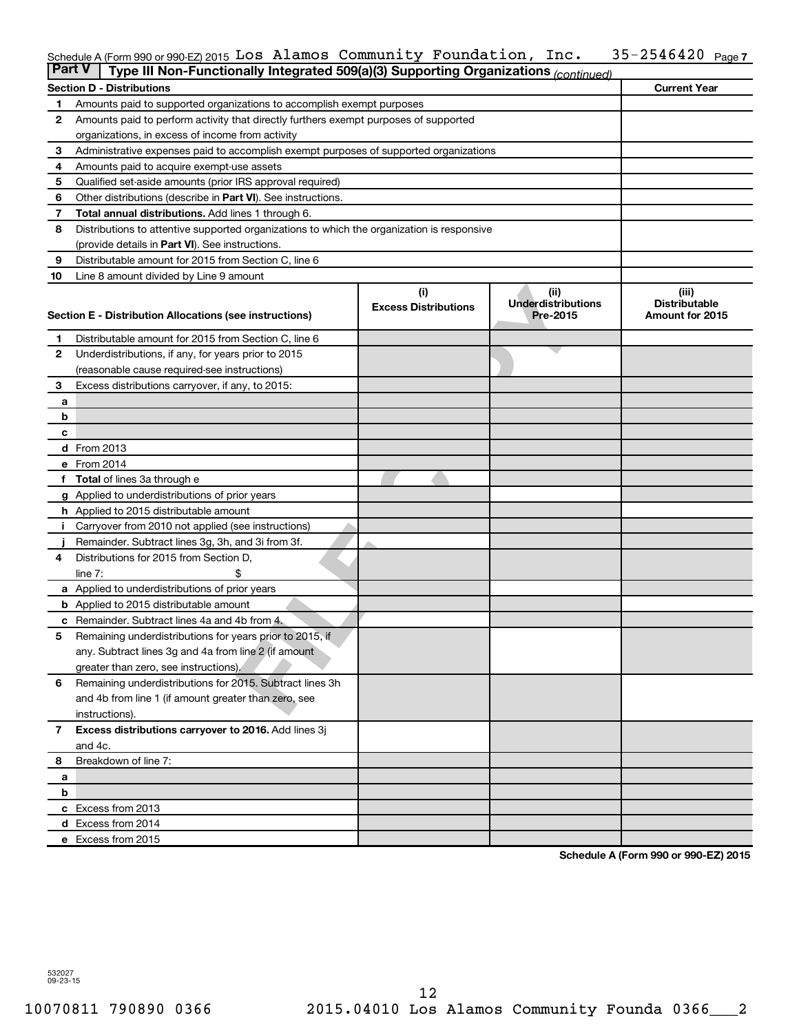Schedule A (Form 990 or 990-EZ) 2015 Los Alamos Community Foundation, Inc. 35-2546420 Page 7

## Part V Type III Non-Functionally Integrated 509(a)(3) Supporting Organizations *(continued)*

| Section D - Distributions | | Current Year |
|---|---|---|
| 1 | Amounts paid to supported organizations to accomplish exempt purposes | |
| 2 | Amounts paid to perform activity that directly furthers exempt purposes of supported organizations, in excess of income from activity | |
| 3 | Administrative expenses paid to accomplish exempt purposes of supported organizations | |
| 4 | Amounts paid to acquire exempt-use assets | |
| 5 | Qualified set-aside amounts (prior IRS approval required) | |
| 6 | Other distributions (describe in **Part VI**). See instructions. | |
| 7 | **Total annual distributions.** Add lines 1 through 6. | |
| 8 | Distributions to attentive supported organizations to which the organization is responsive (provide details in **Part VI**). See instructions. | |
| 9 | Distributable amount for 2015 from Section C, line 6 | |
| 10 | Line 8 amount divided by Line 9 amount | |

| Section E - Distribution Allocations (see instructions) | | (i) Excess Distributions | (ii) Underdistributions Pre-2015 | (iii) Distributable Amount for 2015 |
|---|---|---|---|---|
| 1 | Distributable amount for 2015 from Section C, line 6 | | | |
| 2 | Underdistributions, if any, for years prior to 2015 (reasonable cause required-see instructions) | | | |
| 3 | Excess distributions carryover, if any, to 2015: | | | |
| a | | | | |
| b | | | | |
| c | | | | |
| d | From 2013 | | | |
| e | From 2014 | | | |
| f | **Total** of lines 3a through e | | | |
| g | Applied to underdistributions of prior years | | | |
| h | Applied to 2015 distributable amount | | | |
| i | Carryover from 2010 not applied (see instructions) | | | |
| j | Remainder. Subtract lines 3g, 3h, and 3i from 3f. | | | |
| 4 | Distributions for 2015 from Section D, line 7: $ | | | |
| a | Applied to underdistributions of prior years | | | |
| b | Applied to 2015 distributable amount | | | |
| c | Remainder. Subtract lines 4a and 4b from 4. | | | |
| 5 | Remaining underdistributions for years prior to 2015, if any. Subtract lines 3g and 4a from line 2 (if amount greater than zero, see instructions). | | | |
| 6 | Remaining underdistributions for 2015. Subtract lines 3h and 4b from line 1 (if amount greater than zero, see instructions). | | | |
| 7 | **Excess distributions carryover to 2016.** Add lines 3j and 4c. | | | |
| 8 | Breakdown of line 7: | | | |
| a | | | | |
| b | | | | |
| c | Excess from 2013 | | | |
| d | Excess from 2014 | | | |
| e | Excess from 2015 | | | |

Schedule A (Form 990 or 990-EZ) 2015

532027 09-23-15

10070811 790890 0366 2015.04010 Los Alamos Community Founda 0366___2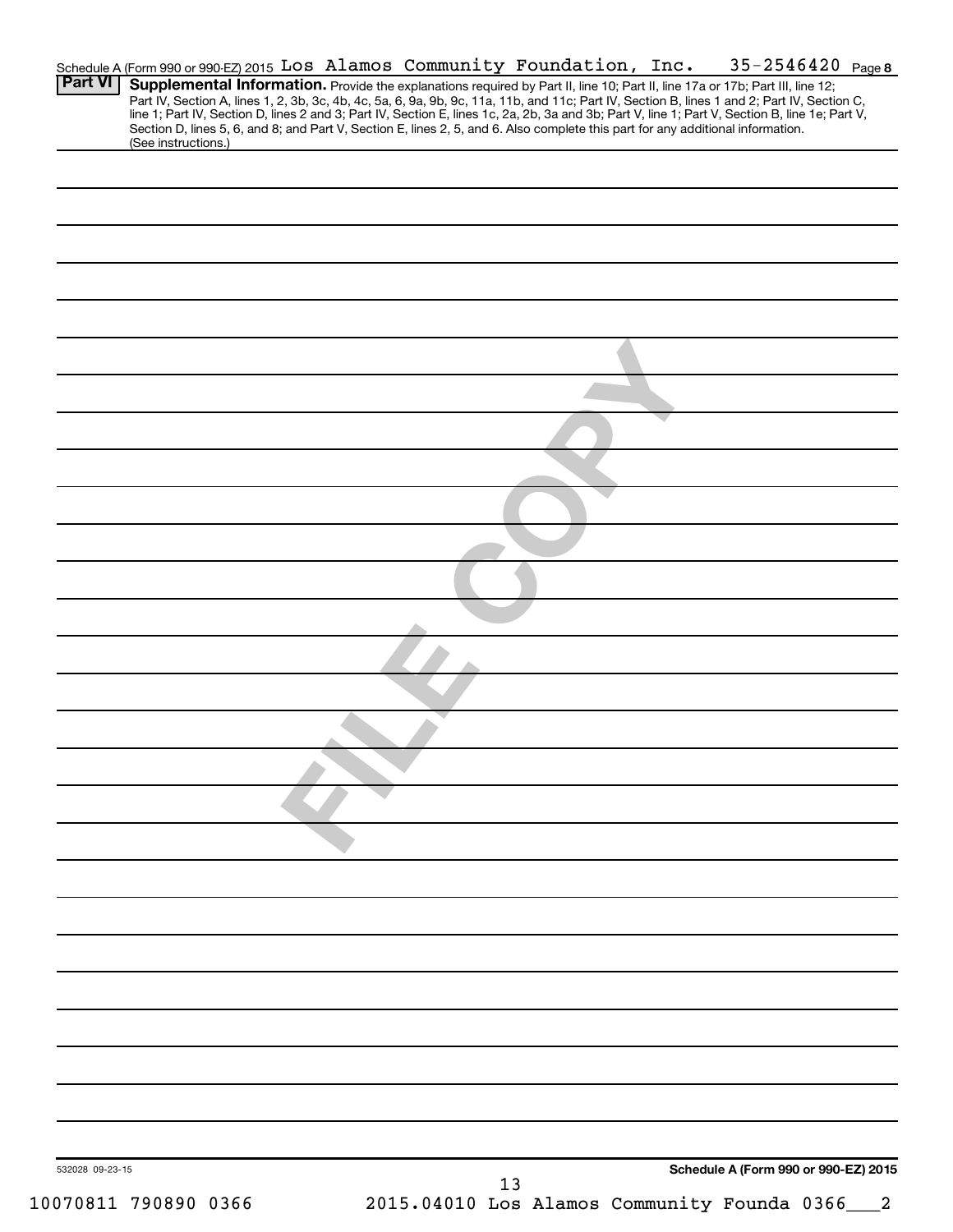Schedule A (Form 990 or 990-EZ) 2015 Los Alamos Community Foundation, Inc. 35-2546420 Page **8**

**Part VI** **Supplemental Information.** Provide the explanations required by Part II, line 10; Part II, line 17a or 17b; Part III, line 12; Part IV, Section A, lines 1, 2, 3b, 3c, 4b, 4c, 5a, 6, 9a, 9b, 9c, 11a, 11b, and 11c; Part IV, Section B, lines 1 and 2; Part IV, Section C, line 1; Part IV, Section D, lines 2 and 3; Part IV, Section E, lines 1c, 2a, 2b, 3a and 3b; Part V, line 1; Part V, Section B, line 1e; Part V, Section D, lines 5, 6, and 8; and Part V, Section E, lines 2, 5, and 6. Also complete this part for any additional information. (See instructions.)

FILE COPY

532028 09-23-15 **Schedule A (Form 990 or 990-EZ) 2015**

10070811 790890 0366 2015.04010 Los Alamos Community Founda 0366___2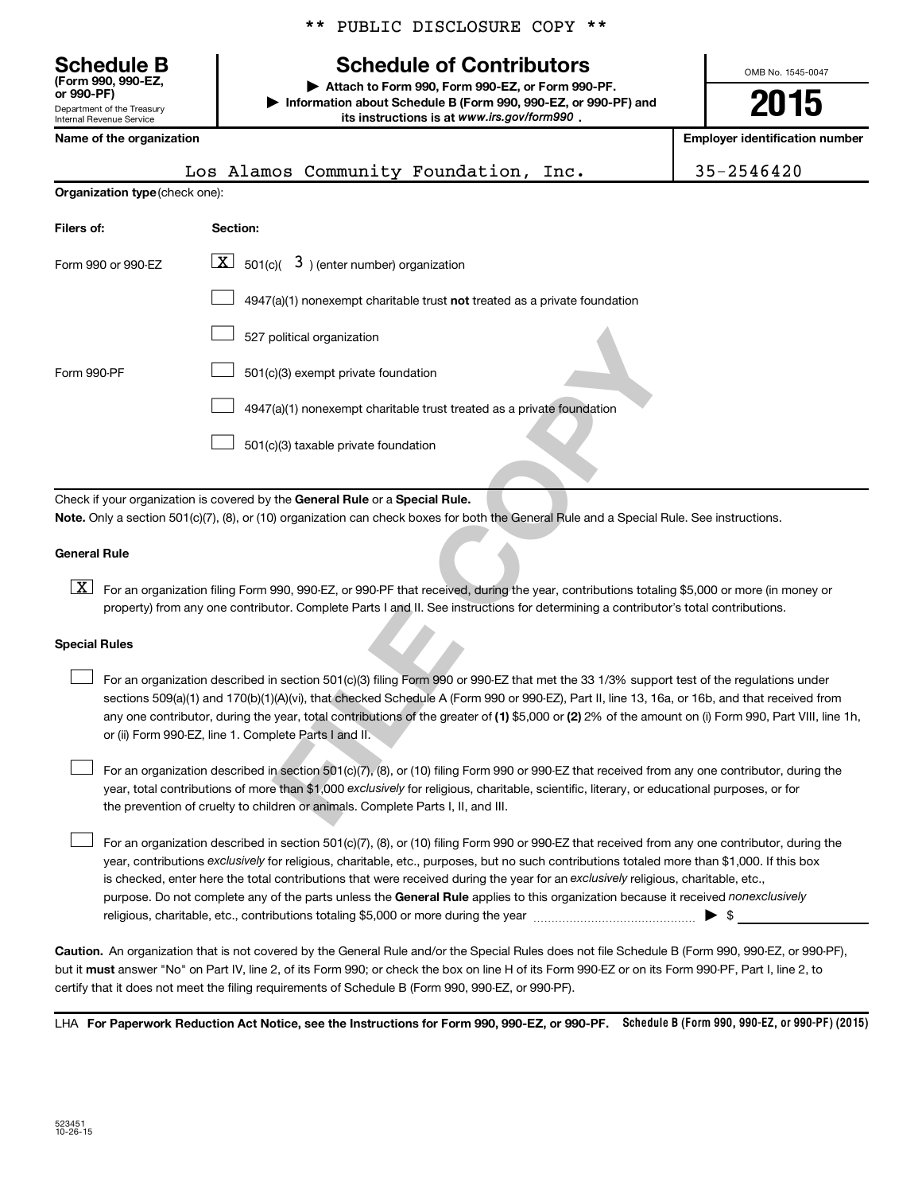\*\* PUBLIC DISCLOSURE COPY \*\*

# Schedule B (Form 990, 990-EZ, or 990-PF)

Department of the Treasury
Internal Revenue Service

## Schedule of Contributors

▶ Attach to Form 990, Form 990-EZ, or Form 990-PF.
▶ Information about Schedule B (Form 990, 990-EZ, or 990-PF) and its instructions is at *www.irs.gov/form990* .

OMB No. 1545-0047

**2015**

| Name of the organization | Employer identification number |
|---|---|
| Los Alamos Community Foundation, Inc. | 35-2546420 |

**Organization type** (check one):

| Filers of: | Section: |
|---|---|
| Form 990 or 990-EZ | [X] 501(c)( 3 ) (enter number) organization |
| | [ ] 4947(a)(1) nonexempt charitable trust **not** treated as a private foundation |
| | [ ] 527 political organization |
| Form 990-PF | [ ] 501(c)(3) exempt private foundation |
| | [ ] 4947(a)(1) nonexempt charitable trust treated as a private foundation |
| | [ ] 501(c)(3) taxable private foundation |

Check if your organization is covered by the **General Rule** or a **Special Rule.**

**Note.** Only a section 501(c)(7), (8), or (10) organization can check boxes for both the General Rule and a Special Rule. See instructions.

**General Rule**

[X] For an organization filing Form 990, 990-EZ, or 990-PF that received, during the year, contributions totaling $5,000 or more (in money or property) from any one contributor. Complete Parts I and II. See instructions for determining a contributor's total contributions.

**Special Rules**

[ ] For an organization described in section 501(c)(3) filing Form 990 or 990-EZ that met the 33 1/3% support test of the regulations under sections 509(a)(1) and 170(b)(1)(A)(vi), that checked Schedule A (Form 990 or 990-EZ), Part II, line 13, 16a, or 16b, and that received from any one contributor, during the year, total contributions of the greater of **(1)** $5,000 or **(2)** 2% of the amount on (i) Form 990, Part VIII, line 1h, or (ii) Form 990-EZ, line 1. Complete Parts I and II.

[ ] For an organization described in section 501(c)(7), (8), or (10) filing Form 990 or 990-EZ that received from any one contributor, during the year, total contributions of more than $1,000 *exclusively* for religious, charitable, scientific, literary, or educational purposes, or for the prevention of cruelty to children or animals. Complete Parts I, II, and III.

[ ] For an organization described in section 501(c)(7), (8), or (10) filing Form 990 or 990-EZ that received from any one contributor, during the year, contributions *exclusively* for religious, charitable, etc., purposes, but no such contributions totaled more than $1,000. If this box is checked, enter here the total contributions that were received during the year for an *exclusively* religious, charitable, etc., purpose. Do not complete any of the parts unless the **General Rule** applies to this organization because it received *nonexclusively* religious, charitable, etc., contributions totaling $5,000 or more during the year ▶ $ \_\_\_\_\_\_\_\_\_\_

**Caution.** An organization that is not covered by the General Rule and/or the Special Rules does not file Schedule B (Form 990, 990-EZ, or 990-PF), but it **must** answer "No" on Part IV, line 2, of its Form 990; or check the box on line H of its Form 990-EZ or on its Form 990-PF, Part I, line 2, to certify that it does not meet the filing requirements of Schedule B (Form 990, 990-EZ, or 990-PF).

LHA **For Paperwork Reduction Act Notice, see the Instructions for Form 990, 990-EZ, or 990-PF.** **Schedule B (Form 990, 990-EZ, or 990-PF) (2015)**

523451
10-26-15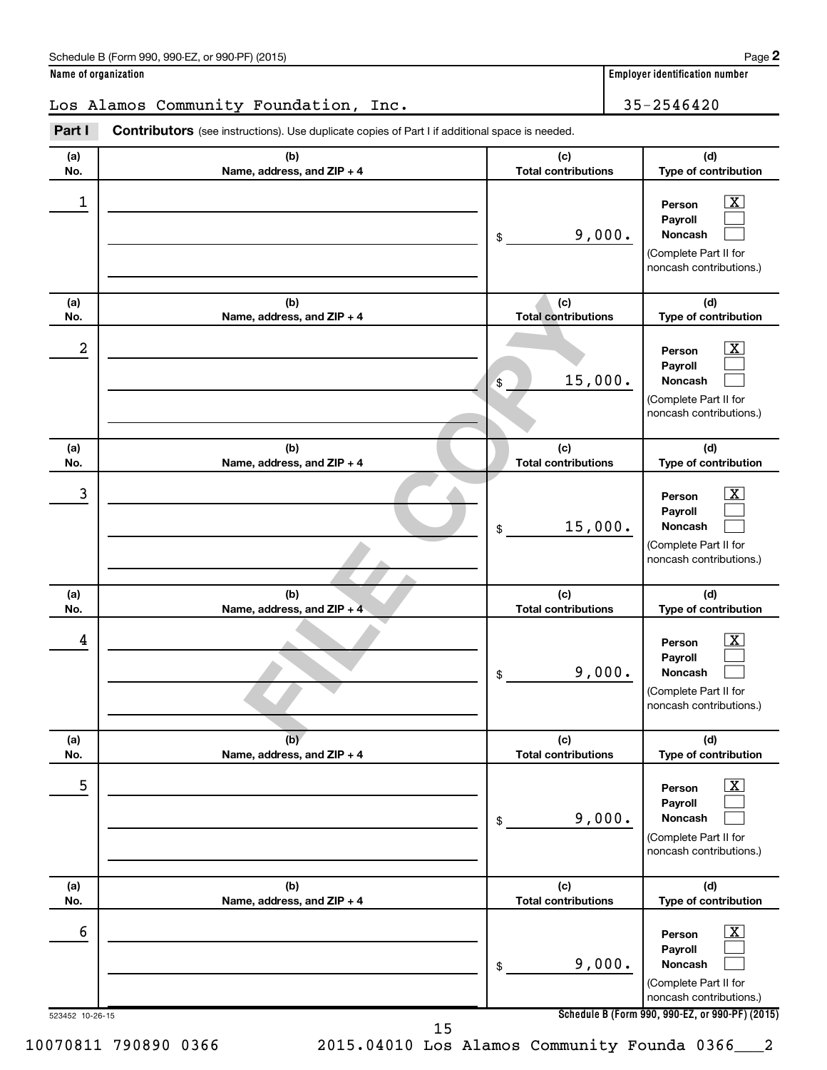Schedule B (Form 990, 990-EZ, or 990-PF) (2015)

**Name of organization**

Los Alamos Community Foundation, Inc.

**Employer identification number**

35-2546420

**Part I** **Contributors** (see instructions). Use duplicate copies of Part I if additional space is needed.

| (a) No. | (b) Name, address, and ZIP + 4 | (c) Total contributions | (d) Type of contribution |
|---|---|---|---|
| 1 | | $ 9,000. | Person [X] Payroll [ ] Noncash [ ] (Complete Part II for noncash contributions.) |
| 2 | | $ 15,000. | Person [X] Payroll [ ] Noncash [ ] (Complete Part II for noncash contributions.) |
| 3 | | $ 15,000. | Person [X] Payroll [ ] Noncash [ ] (Complete Part II for noncash contributions.) |
| 4 | | $ 9,000. | Person [X] Payroll [ ] Noncash [ ] (Complete Part II for noncash contributions.) |
| 5 | | $ 9,000. | Person [X] Payroll [ ] Noncash [ ] (Complete Part II for noncash contributions.) |
| 6 | | $ 9,000. | Person [X] Payroll [ ] Noncash [ ] (Complete Part II for noncash contributions.) |

FILE COPY

523452 10-26-15

**Schedule B (Form 990, 990-EZ, or 990-PF) (2015)**

10070811 790890 0366 2015.04010 Los Alamos Community Founda 0366___2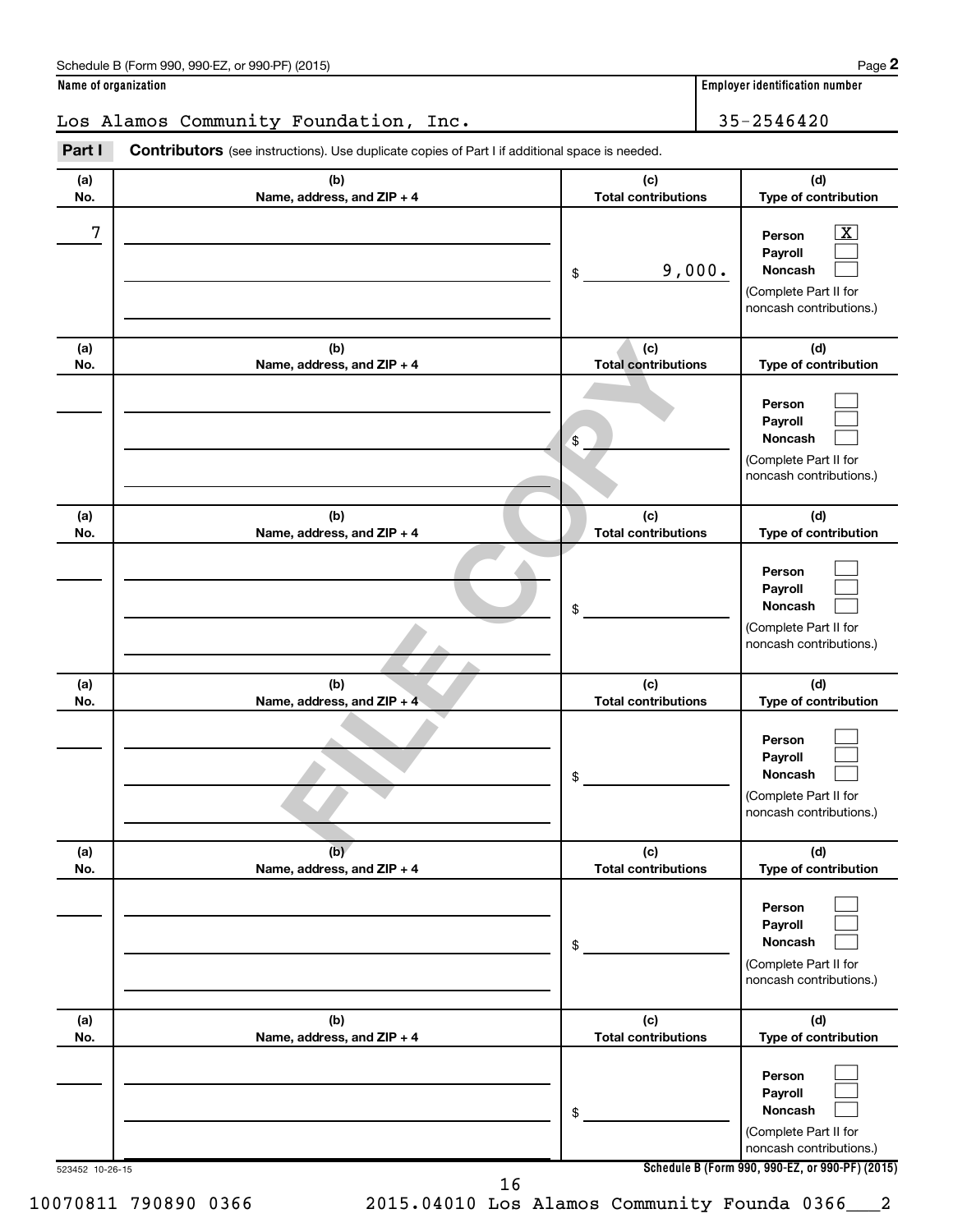Schedule B (Form 990, 990-EZ, or 990-PF) (2015)

| Name of organization | Employer identification number |
|---|---|
| Los Alamos Community Foundation, Inc. | 35-2546420 |

**Part I** **Contributors** (see instructions). Use duplicate copies of Part I if additional space is needed.

| (a) No. | (b) Name, address, and ZIP + 4 | (c) Total contributions | (d) Type of contribution |
|---|---|---|---|
| 7 | | $ 9,000. | Person [X] Payroll [ ] Noncash [ ] (Complete Part II for noncash contributions.) |
| | | $ | Person [ ] Payroll [ ] Noncash [ ] (Complete Part II for noncash contributions.) |
| | | $ | Person [ ] Payroll [ ] Noncash [ ] (Complete Part II for noncash contributions.) |
| | | $ | Person [ ] Payroll [ ] Noncash [ ] (Complete Part II for noncash contributions.) |
| | | $ | Person [ ] Payroll [ ] Noncash [ ] (Complete Part II for noncash contributions.) |
| | | $ | Person [ ] Payroll [ ] Noncash [ ] (Complete Part II for noncash contributions.) |

FILE COPY

523452 10-26-15

Schedule B (Form 990, 990-EZ, or 990-PF) (2015)

10070811 790890 0366 2015.04010 Los Alamos Community Founda 0366___2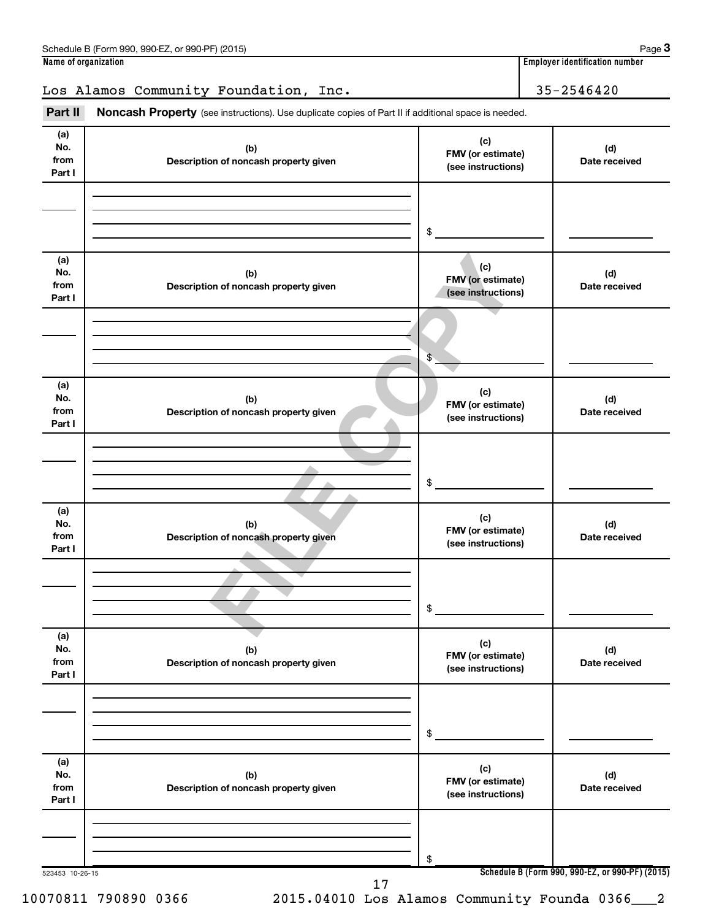Schedule B (Form 990, 990-EZ, or 990-PF) (2015)

**Name of organization**

Los Alamos Community Foundation, Inc.

**Employer identification number**

35-2546420

**Part II** **Noncash Property** (see instructions). Use duplicate copies of Part II if additional space is needed.

| (a) No. from Part I | (b) Description of noncash property given | (c) FMV (or estimate) (see instructions) | (d) Date received |
|---|---|---|---|
| | | $ | |

| (a) No. from Part I | (b) Description of noncash property given | (c) FMV (or estimate) (see instructions) | (d) Date received |
|---|---|---|---|
| | | $ | |

| (a) No. from Part I | (b) Description of noncash property given | (c) FMV (or estimate) (see instructions) | (d) Date received |
|---|---|---|---|
| | | $ | |

| (a) No. from Part I | (b) Description of noncash property given | (c) FMV (or estimate) (see instructions) | (d) Date received |
|---|---|---|---|
| | | $ | |

| (a) No. from Part I | (b) Description of noncash property given | (c) FMV (or estimate) (see instructions) | (d) Date received |
|---|---|---|---|
| | | $ | |

| (a) No. from Part I | (b) Description of noncash property given | (c) FMV (or estimate) (see instructions) | (d) Date received |
|---|---|---|---|
| | | $ | |

FILE COPY

523453 10-26-15

**Schedule B (Form 990, 990-EZ, or 990-PF) (2015)**

10070811 790890 0366 2015.04010 Los Alamos Community Founda 0366___2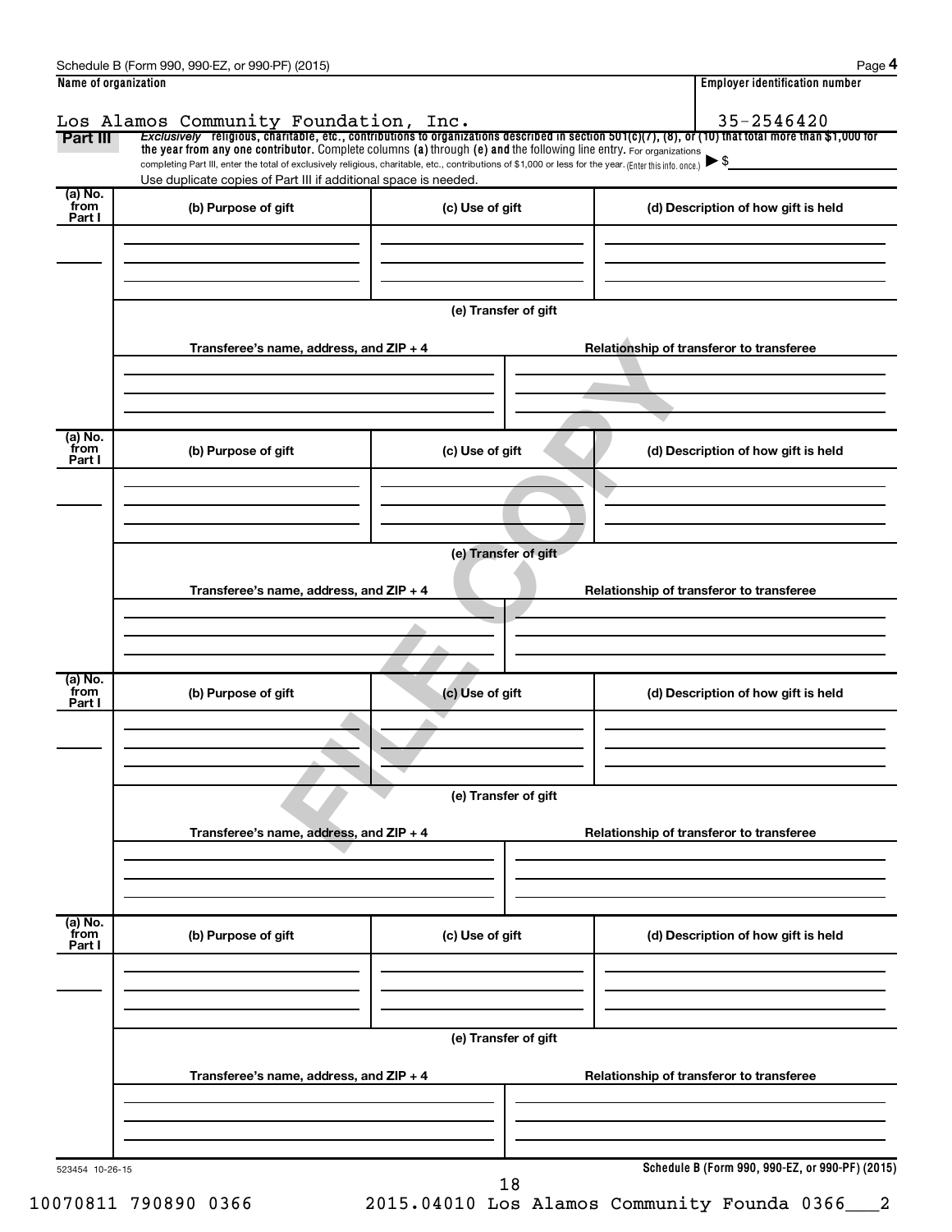Name of organization: Los Alamos Community Foundation, Inc.

Employer identification number: 35-2546420

**Part III** *Exclusively* religious, charitable, etc., contributions to organizations described in section 501(c)(7), (8), or (10) that total more than $1,000 for the year from any one contributor. Complete columns **(a)** through **(e)** and the following line entry. For organizations completing Part III, enter the total of exclusively religious, charitable, etc., contributions of $1,000 or less for the year. (Enter this info. once.) ▶ $

Use duplicate copies of Part III if additional space is needed.

| (a) No. from Part I | (b) Purpose of gift | (c) Use of gift | (d) Description of how gift is held |
|---|---|---|---|
| | | | |

(e) Transfer of gift

| Transferee's name, address, and ZIP + 4 | Relationship of transferor to transferee |
|---|---|
| | |

| (a) No. from Part I | (b) Purpose of gift | (c) Use of gift | (d) Description of how gift is held |
|---|---|---|---|
| | | | |

(e) Transfer of gift

| Transferee's name, address, and ZIP + 4 | Relationship of transferor to transferee |
|---|---|
| | |

| (a) No. from Part I | (b) Purpose of gift | (c) Use of gift | (d) Description of how gift is held |
|---|---|---|---|
| | | | |

(e) Transfer of gift

| Transferee's name, address, and ZIP + 4 | Relationship of transferor to transferee |
|---|---|
| | |

| (a) No. from Part I | (b) Purpose of gift | (c) Use of gift | (d) Description of how gift is held |
|---|---|---|---|
| | | | |

(e) Transfer of gift

| Transferee's name, address, and ZIP + 4 | Relationship of transferor to transferee |
|---|---|
| | |

FILE COPY

523454 10-26-15

**Schedule B (Form 990, 990-EZ, or 990-PF) (2015)**

10070811 790890 0366 2015.04010 Los Alamos Community Founda 0366___2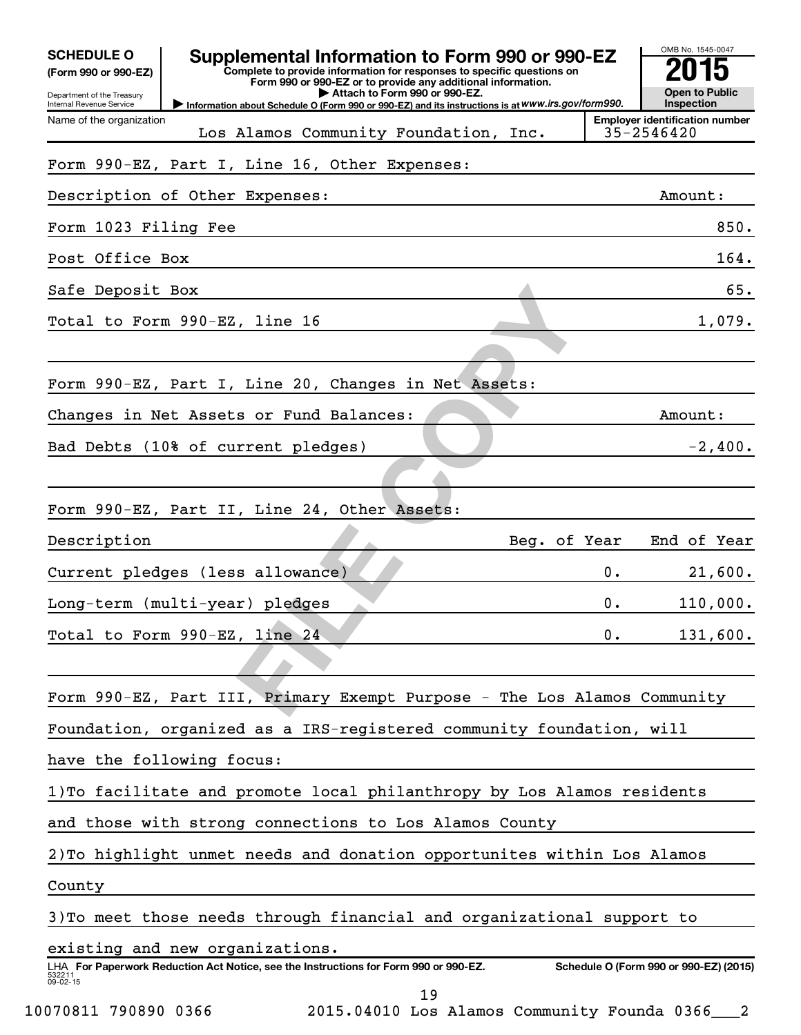**SCHEDULE O (Form 990 or 990-EZ)**

Department of the Treasury
Internal Revenue Service

# Supplemental Information to Form 990 or 990-EZ

**Complete to provide information for responses to specific questions on Form 990 or 990-EZ or to provide any additional information.**
▶ **Attach to Form 990 or 990-EZ.**
▶ **Information about Schedule O (Form 990 or 990-EZ) and its instructions is at** *www.irs.gov/form990.*

OMB No. 1545-0047
**2015**
**Open to Public Inspection**

Name of the organization: Los Alamos Community Foundation, Inc.
Employer identification number: 35-2546420

Form 990-EZ, Part I, Line 16, Other Expenses:

| Description of Other Expenses: | Amount: |
|---|---|
| Form 1023 Filing Fee | 850. |
| Post Office Box | 164. |
| Safe Deposit Box | 65. |
| Total to Form 990-EZ, line 16 | 1,079. |

Form 990-EZ, Part I, Line 20, Changes in Net Assets:

| Changes in Net Assets or Fund Balances: | Amount: |
|---|---|
| Bad Debts (10% of current pledges) | -2,400. |

Form 990-EZ, Part II, Line 24, Other Assets:

| Description | Beg. of Year | End of Year |
|---|---|---|
| Current pledges (less allowance) | 0. | 21,600. |
| Long-term (multi-year) pledges | 0. | 110,000. |
| Total to Form 990-EZ, line 24 | 0. | 131,600. |

Form 990-EZ, Part III, Primary Exempt Purpose - The Los Alamos Community Foundation, organized as a IRS-registered community foundation, will have the following focus:

1)To facilitate and promote local philanthropy by Los Alamos residents and those with strong connections to Los Alamos County

2)To highlight unmet needs and donation opportunites within Los Alamos County

3)To meet those needs through financial and organizational support to existing and new organizations.

LHA **For Paperwork Reduction Act Notice, see the Instructions for Form 990 or 990-EZ.** **Schedule O (Form 990 or 990-EZ) (2015)**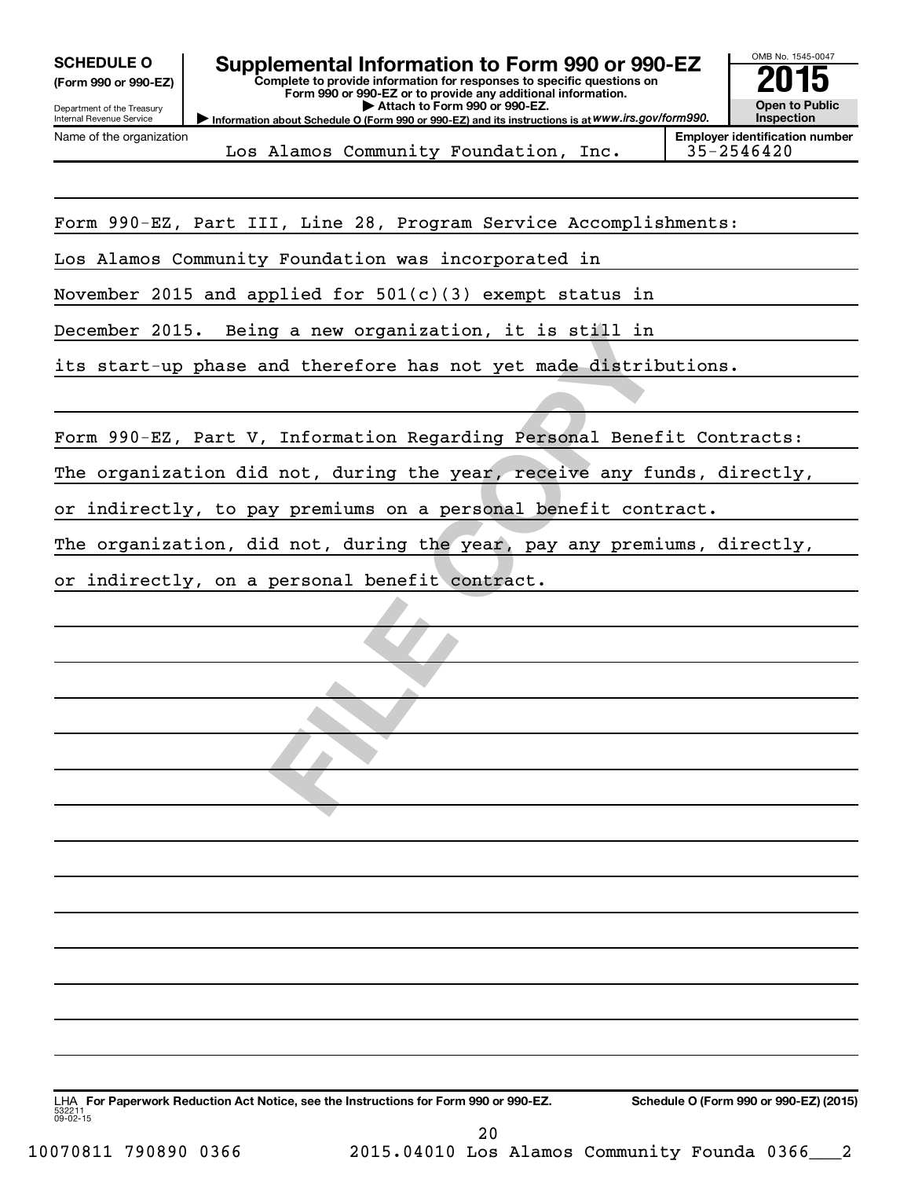**SCHEDULE O**
**(Form 990 or 990-EZ)**

Department of the Treasury
Internal Revenue Service

# Supplemental Information to Form 990 or 990-EZ

**Complete to provide information for responses to specific questions on Form 990 or 990-EZ or to provide any additional information.**
**▶ Attach to Form 990 or 990-EZ.**
**▶ Information about Schedule O (Form 990 or 990-EZ) and its instructions is at *www.irs.gov/form990.***

OMB No. 1545-0047
**2015**
**Open to Public Inspection**

| Name of the organization | Employer identification number |
|---|---|
| Los Alamos Community Foundation, Inc. | 35-2546420 |

Form 990-EZ, Part III, Line 28, Program Service Accomplishments:

Los Alamos Community Foundation was incorporated in November 2015 and applied for 501(c)(3) exempt status in December 2015. Being a new organization, it is still in its start-up phase and therefore has not yet made distributions.

Form 990-EZ, Part V, Information Regarding Personal Benefit Contracts:

The organization did not, during the year, receive any funds, directly, or indirectly, to pay premiums on a personal benefit contract.

The organization, did not, during the year, pay any premiums, directly, or indirectly, on a personal benefit contract.

FILE COPY

LHA **For Paperwork Reduction Act Notice, see the Instructions for Form 990 or 990-EZ.** **Schedule O (Form 990 or 990-EZ) (2015)**
532211
09-02-15

10070811 790890 0366 2015.04010 Los Alamos Community Founda 0366___2